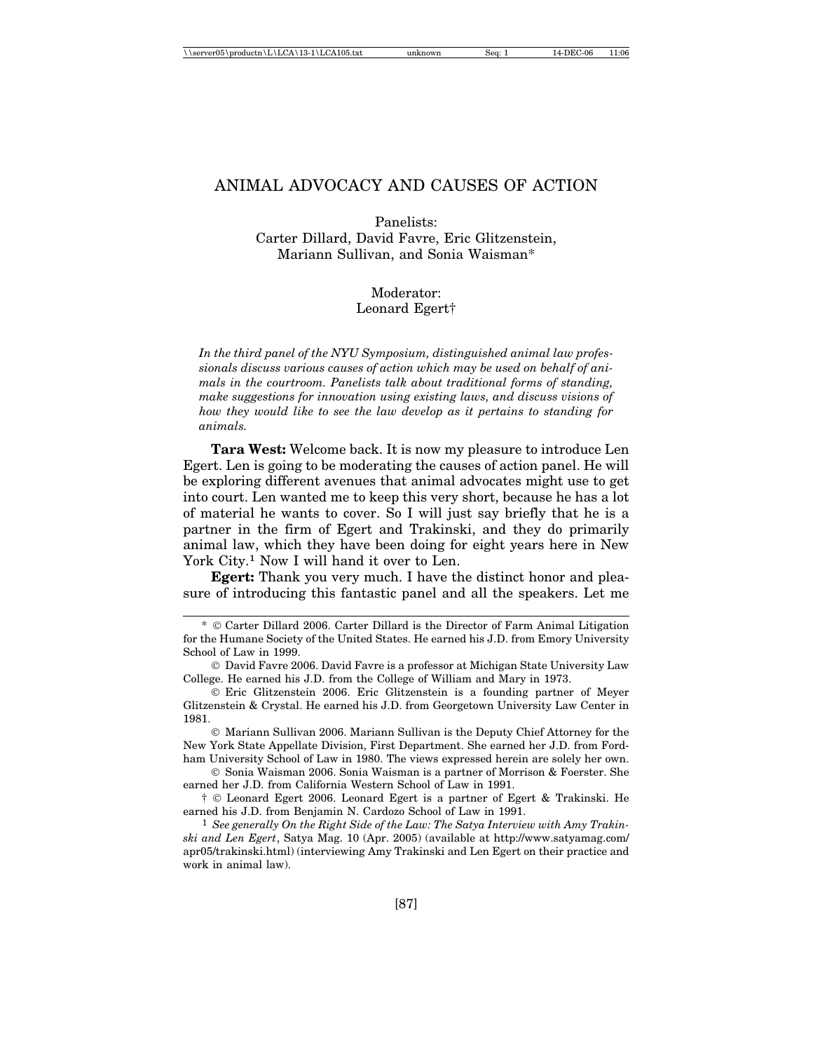# ANIMAL ADVOCACY AND CAUSES OF ACTION

Panelists:
Carter Dillard, David Favre, Eric Glitzenstein,
Mariann Sullivan, and Sonia Waisman*

Moderator:
Leonard Egert†

*In the third panel of the NYU Symposium, distinguished animal law professionals discuss various causes of action which may be used on behalf of animals in the courtroom. Panelists talk about traditional forms of standing, make suggestions for innovation using existing laws, and discuss visions of how they would like to see the law develop as it pertains to standing for animals.*

**Tara West:** Welcome back. It is now my pleasure to introduce Len Egert. Len is going to be moderating the causes of action panel. He will be exploring different avenues that animal advocates might use to get into court. Len wanted me to keep this very short, because he has a lot of material he wants to cover. So I will just say briefly that he is a partner in the firm of Egert and Trakinski, and they do primarily animal law, which they have been doing for eight years here in New York City.[1] Now I will hand it over to Len.

**Egert:** Thank you very much. I have the distinct honor and pleasure of introducing this fantastic panel and all the speakers. Let me

---

* © Carter Dillard 2006. Carter Dillard is the Director of Farm Animal Litigation for the Humane Society of the United States. He earned his J.D. from Emory University School of Law in 1999.

© David Favre 2006. David Favre is a professor at Michigan State University Law College. He earned his J.D. from the College of William and Mary in 1973.

© Eric Glitzenstein 2006. Eric Glitzenstein is a founding partner of Meyer Glitzenstein & Crystal. He earned his J.D. from Georgetown University Law Center in 1981.

© Mariann Sullivan 2006. Mariann Sullivan is the Deputy Chief Attorney for the New York State Appellate Division, First Department. She earned her J.D. from Fordham University School of Law in 1980. The views expressed herein are solely her own.

© Sonia Waisman 2006. Sonia Waisman is a partner of Morrison & Foerster. She earned her J.D. from California Western School of Law in 1991.

† © Leonard Egert 2006. Leonard Egert is a partner of Egert & Trakinski. He earned his J.D. from Benjamin N. Cardozo School of Law in 1991.

[1] *See generally On the Right Side of the Law: The Satya Interview with Amy Trakinski and Len Egert*, Satya Mag. 10 (Apr. 2005) (available at http://www.satyamag.com/apr05/trakinski.html) (interviewing Amy Trakinski and Len Egert on their practice and work in animal law).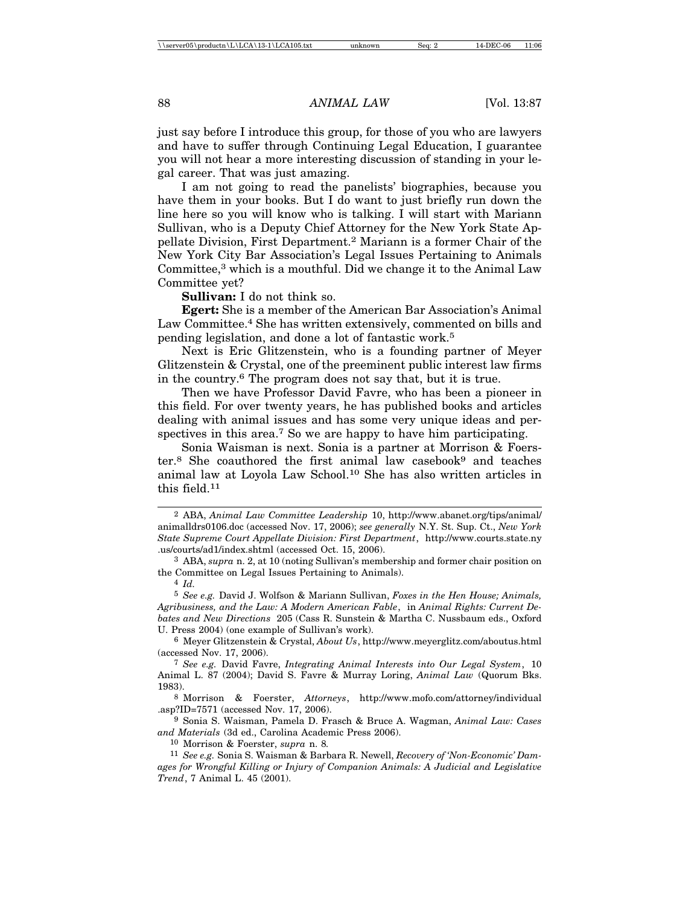just say before I introduce this group, for those of you who are lawyers and have to suffer through Continuing Legal Education, I guarantee you will not hear a more interesting discussion of standing in your legal career. That was just amazing.

I am not going to read the panelists' biographies, because you have them in your books. But I do want to just briefly run down the line here so you will know who is talking. I will start with Mariann Sullivan, who is a Deputy Chief Attorney for the New York State Appellate Division, First Department.[2] Mariann is a former Chair of the New York City Bar Association's Legal Issues Pertaining to Animals Committee,[3] which is a mouthful. Did we change it to the Animal Law Committee yet?

**Sullivan:** I do not think so.

**Egert:** She is a member of the American Bar Association's Animal Law Committee.[4] She has written extensively, commented on bills and pending legislation, and done a lot of fantastic work.[5]

Next is Eric Glitzenstein, who is a founding partner of Meyer Glitzenstein & Crystal, one of the preeminent public interest law firms in the country.[6] The program does not say that, but it is true.

Then we have Professor David Favre, who has been a pioneer in this field. For over twenty years, he has published books and articles dealing with animal issues and has some very unique ideas and perspectives in this area.[7] So we are happy to have him participating.

Sonia Waisman is next. Sonia is a partner at Morrison & Foerster.[8] She coauthored the first animal law casebook[9] and teaches animal law at Loyola Law School.[10] She has also written articles in this field.[11]

---

[2] ABA, *Animal Law Committee Leadership* 10, http://www.abanet.org/tips/animal/animalldrs0106.doc (accessed Nov. 17, 2006); *see generally* N.Y. St. Sup. Ct., *New York State Supreme Court Appellate Division: First Department*, http://www.courts.state.ny.us/courts/ad1/index.shtml (accessed Oct. 15, 2006).

[3] ABA, *supra* n. 2, at 10 (noting Sullivan's membership and former chair position on the Committee on Legal Issues Pertaining to Animals).

[4] *Id.*

[5] *See e.g.* David J. Wolfson & Mariann Sullivan, *Foxes in the Hen House; Animals, Agribusiness, and the Law: A Modern American Fable*, in *Animal Rights: Current Debates and New Directions* 205 (Cass R. Sunstein & Martha C. Nussbaum eds., Oxford U. Press 2004) (one example of Sullivan's work).

[6] Meyer Glitzenstein & Crystal, *About Us*, http://www.meyerglitz.com/aboutus.html (accessed Nov. 17, 2006).

[7] *See e.g.* David Favre, *Integrating Animal Interests into Our Legal System*, 10 Animal L. 87 (2004); David S. Favre & Murray Loring, *Animal Law* (Quorum Bks. 1983).

[8] Morrison & Foerster, *Attorneys*, http://www.mofo.com/attorney/individual.asp?ID=7571 (accessed Nov. 17, 2006).

[9] Sonia S. Waisman, Pamela D. Frasch & Bruce A. Wagman, *Animal Law: Cases and Materials* (3d ed., Carolina Academic Press 2006).

[10] Morrison & Foerster, *supra* n. 8.

[11] *See e.g.* Sonia S. Waisman & Barbara R. Newell, *Recovery of 'Non-Economic' Damages for Wrongful Killing or Injury of Companion Animals: A Judicial and Legislative Trend*, 7 Animal L. 45 (2001).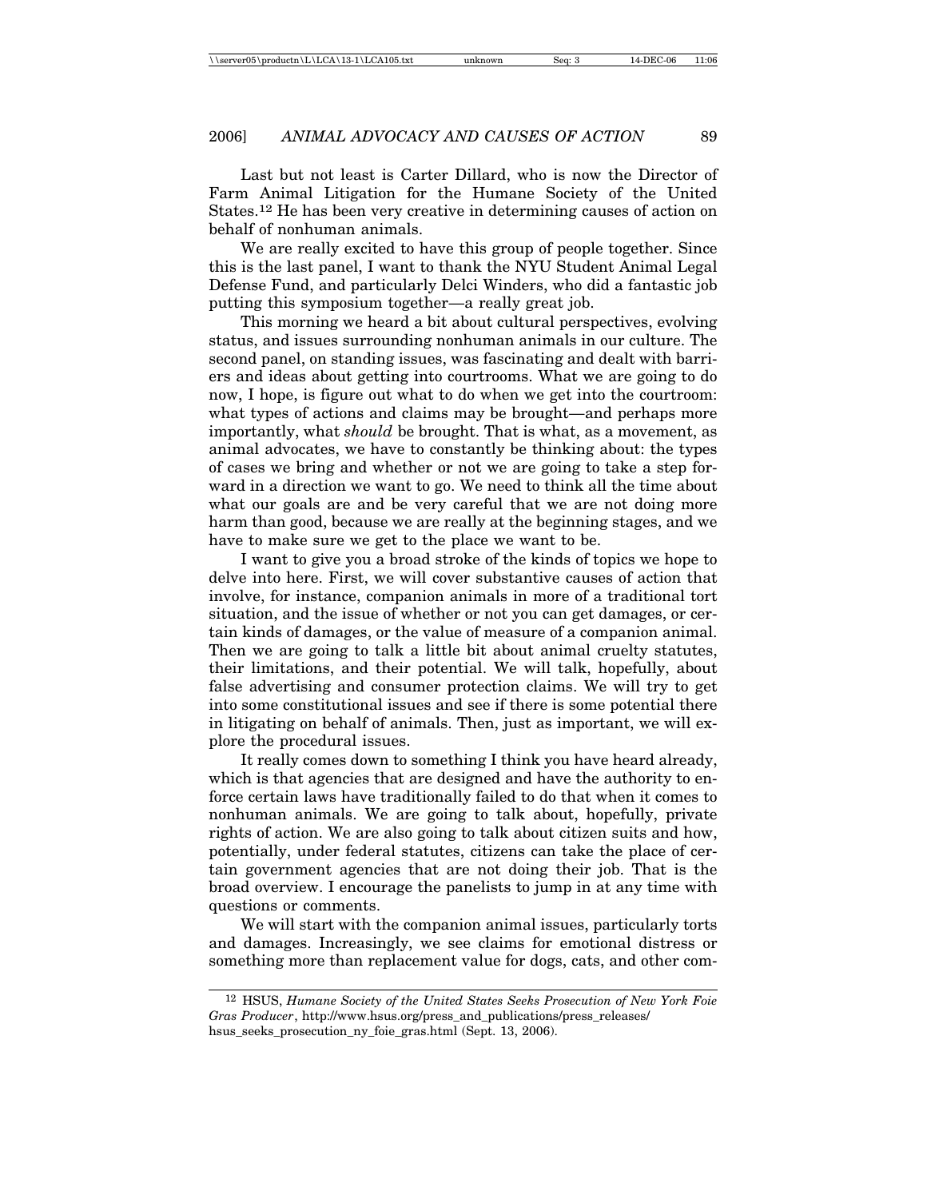Last but not least is Carter Dillard, who is now the Director of Farm Animal Litigation for the Humane Society of the United States.[12] He has been very creative in determining causes of action on behalf of nonhuman animals.

We are really excited to have this group of people together. Since this is the last panel, I want to thank the NYU Student Animal Legal Defense Fund, and particularly Delci Winders, who did a fantastic job putting this symposium together—a really great job.

This morning we heard a bit about cultural perspectives, evolving status, and issues surrounding nonhuman animals in our culture. The second panel, on standing issues, was fascinating and dealt with barriers and ideas about getting into courtrooms. What we are going to do now, I hope, is figure out what to do when we get into the courtroom: what types of actions and claims may be brought—and perhaps more importantly, what *should* be brought. That is what, as a movement, as animal advocates, we have to constantly be thinking about: the types of cases we bring and whether or not we are going to take a step forward in a direction we want to go. We need to think all the time about what our goals are and be very careful that we are not doing more harm than good, because we are really at the beginning stages, and we have to make sure we get to the place we want to be.

I want to give you a broad stroke of the kinds of topics we hope to delve into here. First, we will cover substantive causes of action that involve, for instance, companion animals in more of a traditional tort situation, and the issue of whether or not you can get damages, or certain kinds of damages, or the value of measure of a companion animal. Then we are going to talk a little bit about animal cruelty statutes, their limitations, and their potential. We will talk, hopefully, about false advertising and consumer protection claims. We will try to get into some constitutional issues and see if there is some potential there in litigating on behalf of animals. Then, just as important, we will explore the procedural issues.

It really comes down to something I think you have heard already, which is that agencies that are designed and have the authority to enforce certain laws have traditionally failed to do that when it comes to nonhuman animals. We are going to talk about, hopefully, private rights of action. We are also going to talk about citizen suits and how, potentially, under federal statutes, citizens can take the place of certain government agencies that are not doing their job. That is the broad overview. I encourage the panelists to jump in at any time with questions or comments.

We will start with the companion animal issues, particularly torts and damages. Increasingly, we see claims for emotional distress or something more than replacement value for dogs, cats, and other com-

---

[12] HSUS, *Humane Society of the United States Seeks Prosecution of New York Foie Gras Producer*, http://www.hsus.org/press_and_publications/press_releases/hsus_seeks_prosecution_ny_foie_gras.html (Sept. 13, 2006).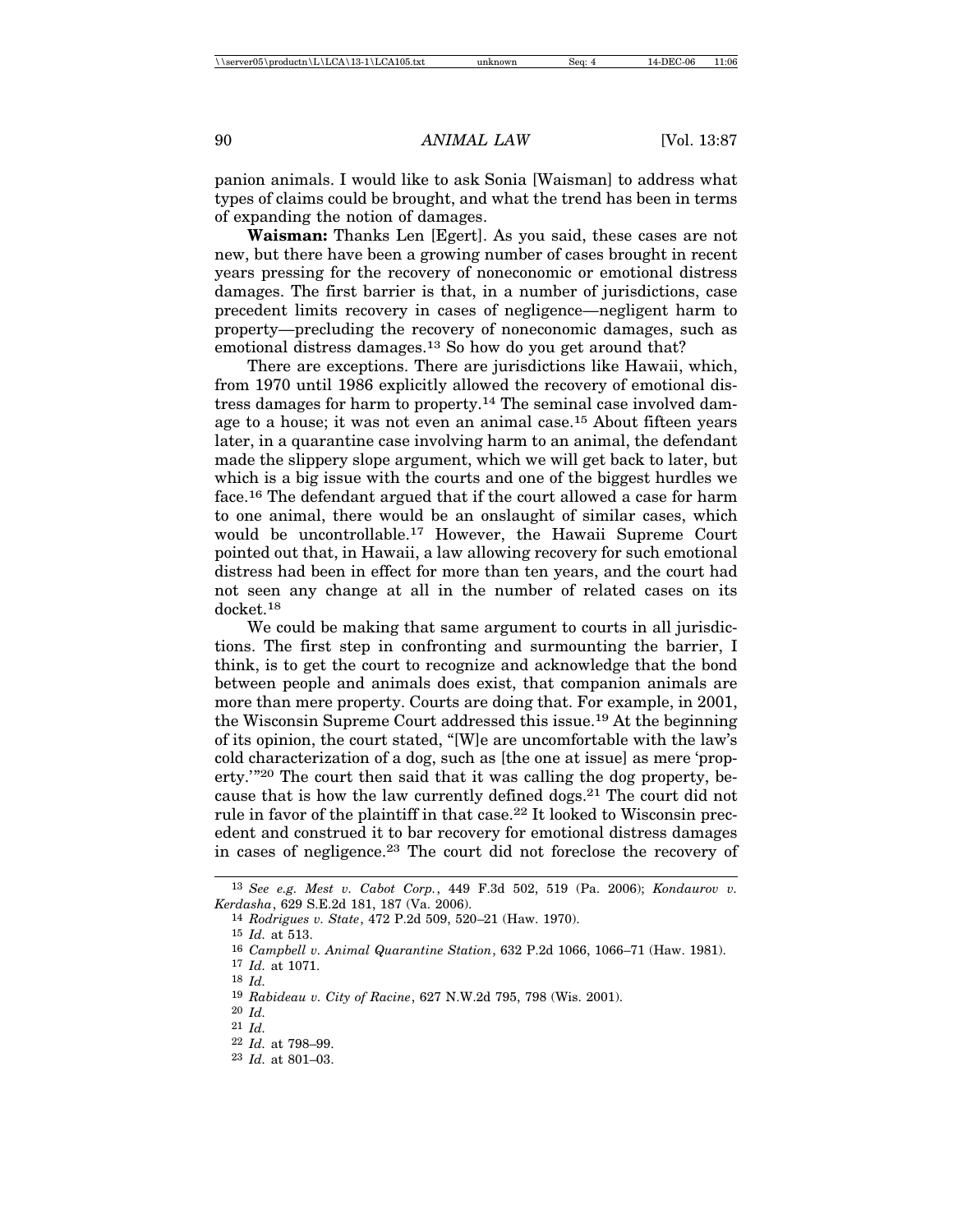panion animals. I would like to ask Sonia [Waisman] to address what types of claims could be brought, and what the trend has been in terms of expanding the notion of damages.

**Waisman:** Thanks Len [Egert]. As you said, these cases are not new, but there have been a growing number of cases brought in recent years pressing for the recovery of noneconomic or emotional distress damages. The first barrier is that, in a number of jurisdictions, case precedent limits recovery in cases of negligence—negligent harm to property—precluding the recovery of noneconomic damages, such as emotional distress damages.[13] So how do you get around that?

There are exceptions. There are jurisdictions like Hawaii, which, from 1970 until 1986 explicitly allowed the recovery of emotional distress damages for harm to property.[14] The seminal case involved damage to a house; it was not even an animal case.[15] About fifteen years later, in a quarantine case involving harm to an animal, the defendant made the slippery slope argument, which we will get back to later, but which is a big issue with the courts and one of the biggest hurdles we face.[16] The defendant argued that if the court allowed a case for harm to one animal, there would be an onslaught of similar cases, which would be uncontrollable.[17] However, the Hawaii Supreme Court pointed out that, in Hawaii, a law allowing recovery for such emotional distress had been in effect for more than ten years, and the court had not seen any change at all in the number of related cases on its docket.[18]

We could be making that same argument to courts in all jurisdictions. The first step in confronting and surmounting the barrier, I think, is to get the court to recognize and acknowledge that the bond between people and animals does exist, that companion animals are more than mere property. Courts are doing that. For example, in 2001, the Wisconsin Supreme Court addressed this issue.[19] At the beginning of its opinion, the court stated, "[W]e are uncomfortable with the law's cold characterization of a dog, such as [the one at issue] as mere 'property.'"[20] The court then said that it was calling the dog property, because that is how the law currently defined dogs.[21] The court did not rule in favor of the plaintiff in that case.[22] It looked to Wisconsin precedent and construed it to bar recovery for emotional distress damages in cases of negligence.[23] The court did not foreclose the recovery of

---

[13] *See e.g. Mest v. Cabot Corp.*, 449 F.3d 502, 519 (Pa. 2006); *Kondaurov v. Kerdasha*, 629 S.E.2d 181, 187 (Va. 2006).

[14] *Rodrigues v. State*, 472 P.2d 509, 520–21 (Haw. 1970).

[15] *Id.* at 513.

[16] *Campbell v. Animal Quarantine Station*, 632 P.2d 1066, 1066–71 (Haw. 1981).

[17] *Id.* at 1071.

[18] *Id.*

[19] *Rabideau v. City of Racine*, 627 N.W.2d 795, 798 (Wis. 2001).

[20] *Id.*

[21] *Id.*

[22] *Id.* at 798–99.

[23] *Id.* at 801–03.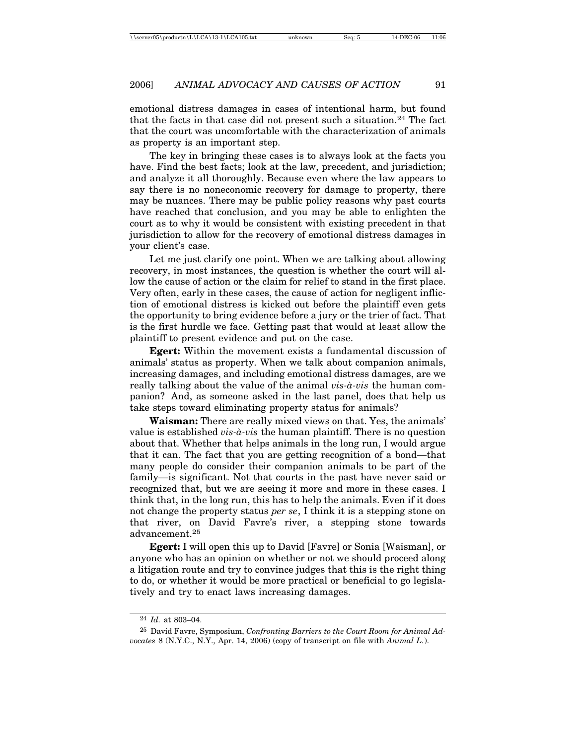emotional distress damages in cases of intentional harm, but found that the facts in that case did not present such a situation.[24] The fact that the court was uncomfortable with the characterization of animals as property is an important step.

The key in bringing these cases is to always look at the facts you have. Find the best facts; look at the law, precedent, and jurisdiction; and analyze it all thoroughly. Because even where the law appears to say there is no noneconomic recovery for damage to property, there may be nuances. There may be public policy reasons why past courts have reached that conclusion, and you may be able to enlighten the court as to why it would be consistent with existing precedent in that jurisdiction to allow for the recovery of emotional distress damages in your client's case.

Let me just clarify one point. When we are talking about allowing recovery, in most instances, the question is whether the court will allow the cause of action or the claim for relief to stand in the first place. Very often, early in these cases, the cause of action for negligent infliction of emotional distress is kicked out before the plaintiff even gets the opportunity to bring evidence before a jury or the trier of fact. That is the first hurdle we face. Getting past that would at least allow the plaintiff to present evidence and put on the case.

**Egert:** Within the movement exists a fundamental discussion of animals' status as property. When we talk about companion animals, increasing damages, and including emotional distress damages, are we really talking about the value of the animal *vis-à-vis* the human companion? And, as someone asked in the last panel, does that help us take steps toward eliminating property status for animals?

**Waisman:** There are really mixed views on that. Yes, the animals' value is established *vis-à-vis* the human plaintiff. There is no question about that. Whether that helps animals in the long run, I would argue that it can. The fact that you are getting recognition of a bond—that many people do consider their companion animals to be part of the family—is significant. Not that courts in the past have never said or recognized that, but we are seeing it more and more in these cases. I think that, in the long run, this has to help the animals. Even if it does not change the property status *per se*, I think it is a stepping stone on that river, on David Favre's river, a stepping stone towards advancement.[25]

**Egert:** I will open this up to David [Favre] or Sonia [Waisman], or anyone who has an opinion on whether or not we should proceed along a litigation route and try to convince judges that this is the right thing to do, or whether it would be more practical or beneficial to go legislatively and try to enact laws increasing damages.

---

[24] *Id.* at 803–04.

[25] David Favre, Symposium, *Confronting Barriers to the Court Room for Animal Advocates* 8 (N.Y.C., N.Y., Apr. 14, 2006) (copy of transcript on file with *Animal L.*).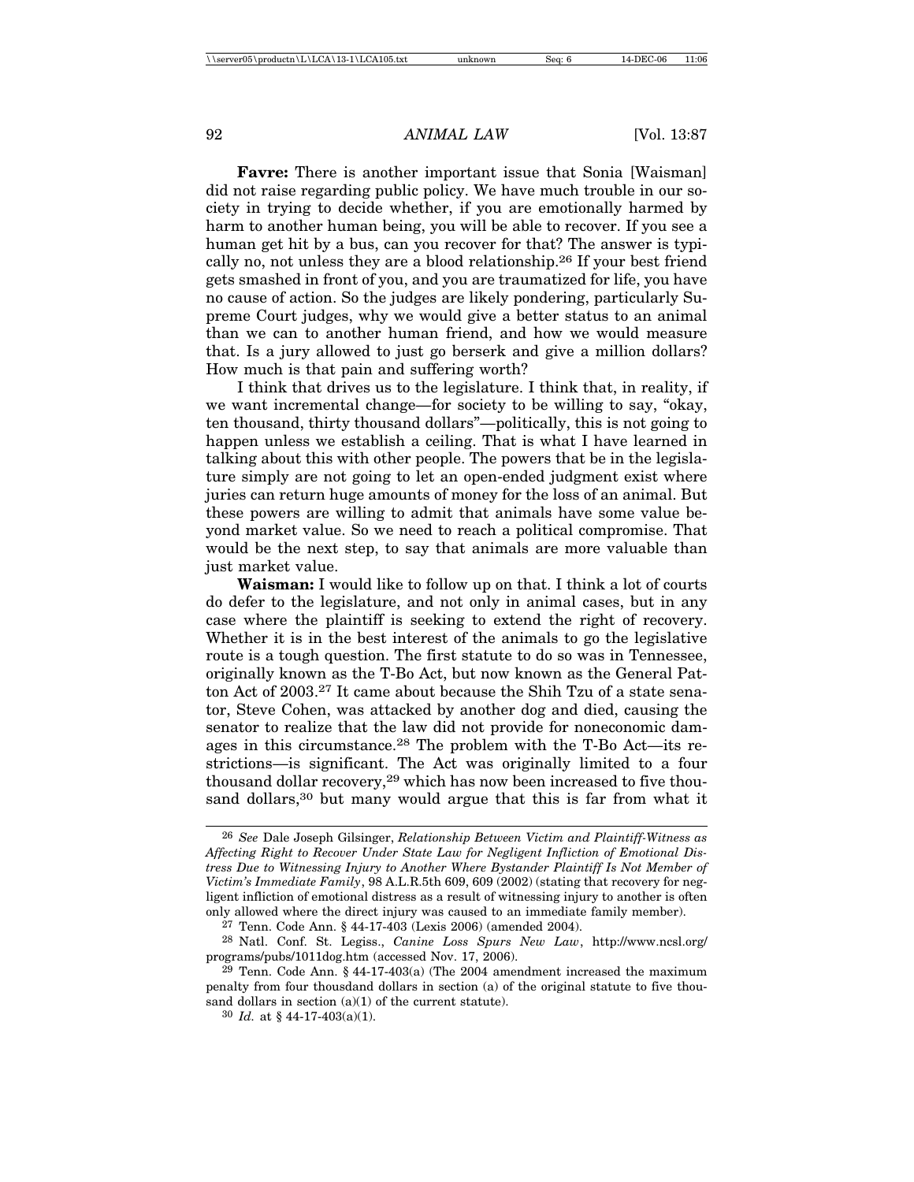**Favre:** There is another important issue that Sonia [Waisman] did not raise regarding public policy. We have much trouble in our society in trying to decide whether, if you are emotionally harmed by harm to another human being, you will be able to recover. If you see a human get hit by a bus, can you recover for that? The answer is typically no, not unless they are a blood relationship.[26] If your best friend gets smashed in front of you, and you are traumatized for life, you have no cause of action. So the judges are likely pondering, particularly Supreme Court judges, why we would give a better status to an animal than we can to another human friend, and how we would measure that. Is a jury allowed to just go berserk and give a million dollars? How much is that pain and suffering worth?

I think that drives us to the legislature. I think that, in reality, if we want incremental change—for society to be willing to say, "okay, ten thousand, thirty thousand dollars"—politically, this is not going to happen unless we establish a ceiling. That is what I have learned in talking about this with other people. The powers that be in the legislature simply are not going to let an open-ended judgment exist where juries can return huge amounts of money for the loss of an animal. But these powers are willing to admit that animals have some value beyond market value. So we need to reach a political compromise. That would be the next step, to say that animals are more valuable than just market value.

**Waisman:** I would like to follow up on that. I think a lot of courts do defer to the legislature, and not only in animal cases, but in any case where the plaintiff is seeking to extend the right of recovery. Whether it is in the best interest of the animals to go the legislative route is a tough question. The first statute to do so was in Tennessee, originally known as the T-Bo Act, but now known as the General Patton Act of 2003.[27] It came about because the Shih Tzu of a state senator, Steve Cohen, was attacked by another dog and died, causing the senator to realize that the law did not provide for noneconomic damages in this circumstance.[28] The problem with the T-Bo Act—its restrictions—is significant. The Act was originally limited to a four thousand dollar recovery,[29] which has now been increased to five thousand dollars,[30] but many would argue that this is far from what it

---

[26] *See* Dale Joseph Gilsinger, *Relationship Between Victim and Plaintiff-Witness as Affecting Right to Recover Under State Law for Negligent Infliction of Emotional Distress Due to Witnessing Injury to Another Where Bystander Plaintiff Is Not Member of Victim's Immediate Family*, 98 A.L.R.5th 609, 609 (2002) (stating that recovery for negligent infliction of emotional distress as a result of witnessing injury to another is often only allowed where the direct injury was caused to an immediate family member).

[27] Tenn. Code Ann. § 44-17-403 (Lexis 2006) (amended 2004).

[28] Natl. Conf. St. Legiss., *Canine Loss Spurs New Law*, http://www.ncsl.org/programs/pubs/1011dog.htm (accessed Nov. 17, 2006).

[29] Tenn. Code Ann. § 44-17-403(a) (The 2004 amendment increased the maximum penalty from four thousdand dollars in section (a) of the original statute to five thousand dollars in section (a)(1) of the current statute).

[30] *Id.* at § 44-17-403(a)(1).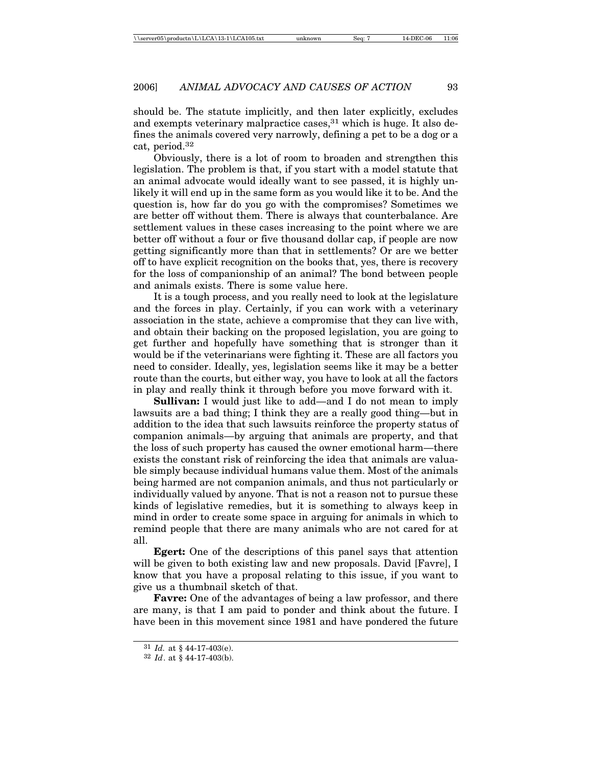should be. The statute implicitly, and then later explicitly, excludes and exempts veterinary malpractice cases,[31] which is huge. It also defines the animals covered very narrowly, defining a pet to be a dog or a cat, period.[32]

Obviously, there is a lot of room to broaden and strengthen this legislation. The problem is that, if you start with a model statute that an animal advocate would ideally want to see passed, it is highly unlikely it will end up in the same form as you would like it to be. And the question is, how far do you go with the compromises? Sometimes we are better off without them. There is always that counterbalance. Are settlement values in these cases increasing to the point where we are better off without a four or five thousand dollar cap, if people are now getting significantly more than that in settlements? Or are we better off to have explicit recognition on the books that, yes, there is recovery for the loss of companionship of an animal? The bond between people and animals exists. There is some value here.

It is a tough process, and you really need to look at the legislature and the forces in play. Certainly, if you can work with a veterinary association in the state, achieve a compromise that they can live with, and obtain their backing on the proposed legislation, you are going to get further and hopefully have something that is stronger than it would be if the veterinarians were fighting it. These are all factors you need to consider. Ideally, yes, legislation seems like it may be a better route than the courts, but either way, you have to look at all the factors in play and really think it through before you move forward with it.

**Sullivan:** I would just like to add—and I do not mean to imply lawsuits are a bad thing; I think they are a really good thing—but in addition to the idea that such lawsuits reinforce the property status of companion animals—by arguing that animals are property, and that the loss of such property has caused the owner emotional harm—there exists the constant risk of reinforcing the idea that animals are valuable simply because individual humans value them. Most of the animals being harmed are not companion animals, and thus not particularly or individually valued by anyone. That is not a reason not to pursue these kinds of legislative remedies, but it is something to always keep in mind in order to create some space in arguing for animals in which to remind people that there are many animals who are not cared for at all.

**Egert:** One of the descriptions of this panel says that attention will be given to both existing law and new proposals. David [Favre], I know that you have a proposal relating to this issue, if you want to give us a thumbnail sketch of that.

**Favre:** One of the advantages of being a law professor, and there are many, is that I am paid to ponder and think about the future. I have been in this movement since 1981 and have pondered the future

---

[31] *Id.* at § 44-17-403(e).

[32] *Id*. at § 44-17-403(b).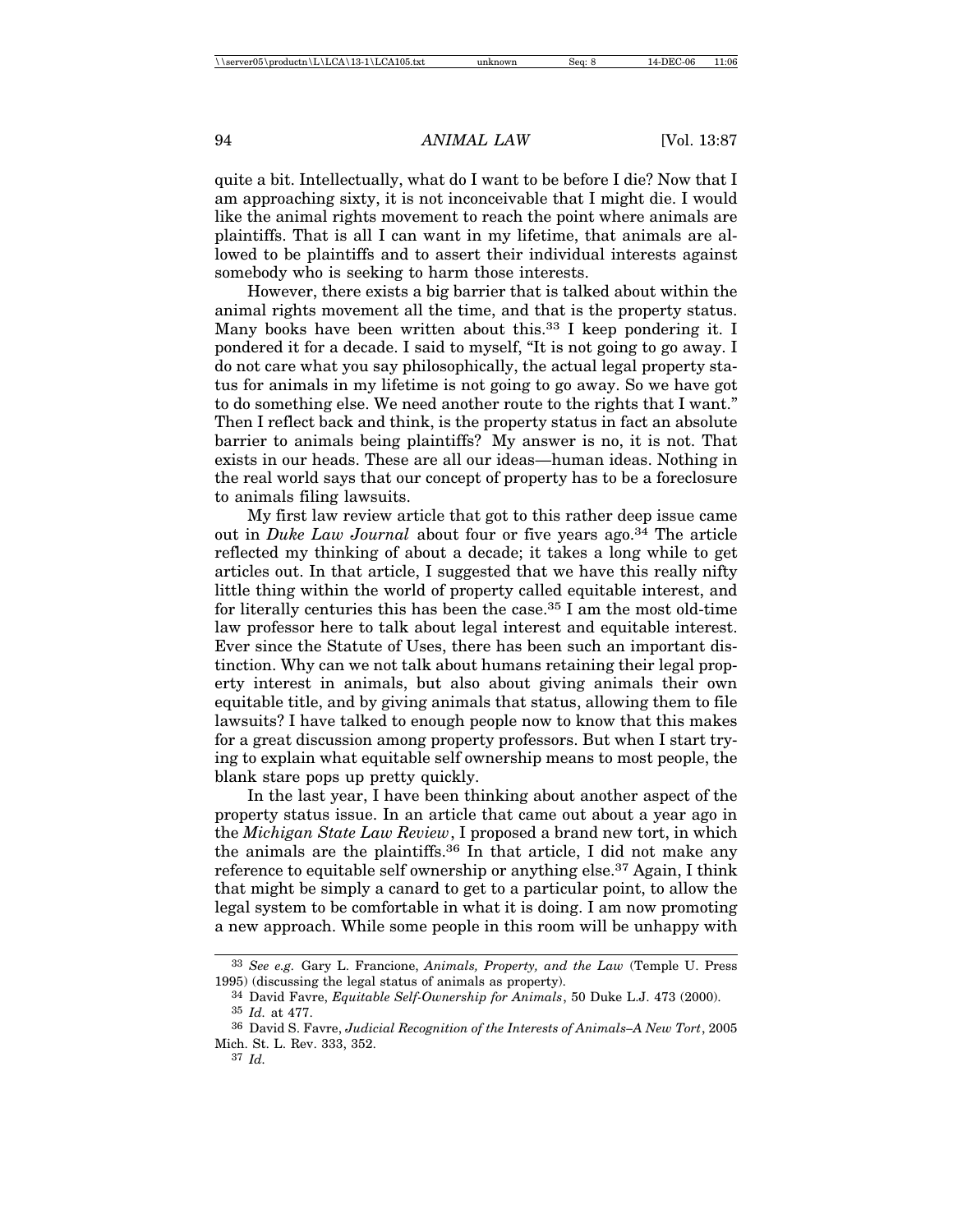quite a bit. Intellectually, what do I want to be before I die? Now that I am approaching sixty, it is not inconceivable that I might die. I would like the animal rights movement to reach the point where animals are plaintiffs. That is all I can want in my lifetime, that animals are allowed to be plaintiffs and to assert their individual interests against somebody who is seeking to harm those interests.

However, there exists a big barrier that is talked about within the animal rights movement all the time, and that is the property status. Many books have been written about this.[33] I keep pondering it. I pondered it for a decade. I said to myself, "It is not going to go away. I do not care what you say philosophically, the actual legal property status for animals in my lifetime is not going to go away. So we have got to do something else. We need another route to the rights that I want." Then I reflect back and think, is the property status in fact an absolute barrier to animals being plaintiffs? My answer is no, it is not. That exists in our heads. These are all our ideas—human ideas. Nothing in the real world says that our concept of property has to be a foreclosure to animals filing lawsuits.

My first law review article that got to this rather deep issue came out in *Duke Law Journal* about four or five years ago.[34] The article reflected my thinking of about a decade; it takes a long while to get articles out. In that article, I suggested that we have this really nifty little thing within the world of property called equitable interest, and for literally centuries this has been the case.[35] I am the most old-time law professor here to talk about legal interest and equitable interest. Ever since the Statute of Uses, there has been such an important distinction. Why can we not talk about humans retaining their legal property interest in animals, but also about giving animals their own equitable title, and by giving animals that status, allowing them to file lawsuits? I have talked to enough people now to know that this makes for a great discussion among property professors. But when I start trying to explain what equitable self ownership means to most people, the blank stare pops up pretty quickly.

In the last year, I have been thinking about another aspect of the property status issue. In an article that came out about a year ago in the *Michigan State Law Review*, I proposed a brand new tort, in which the animals are the plaintiffs.[36] In that article, I did not make any reference to equitable self ownership or anything else.[37] Again, I think that might be simply a canard to get to a particular point, to allow the legal system to be comfortable in what it is doing. I am now promoting a new approach. While some people in this room will be unhappy with

---

[33] *See e.g.* Gary L. Francione, *Animals, Property, and the Law* (Temple U. Press 1995) (discussing the legal status of animals as property).

[34] David Favre, *Equitable Self-Ownership for Animals*, 50 Duke L.J. 473 (2000).

[35] *Id.* at 477.

[36] David S. Favre, *Judicial Recognition of the Interests of Animals–A New Tort*, 2005 Mich. St. L. Rev. 333, 352.

[37] *Id.*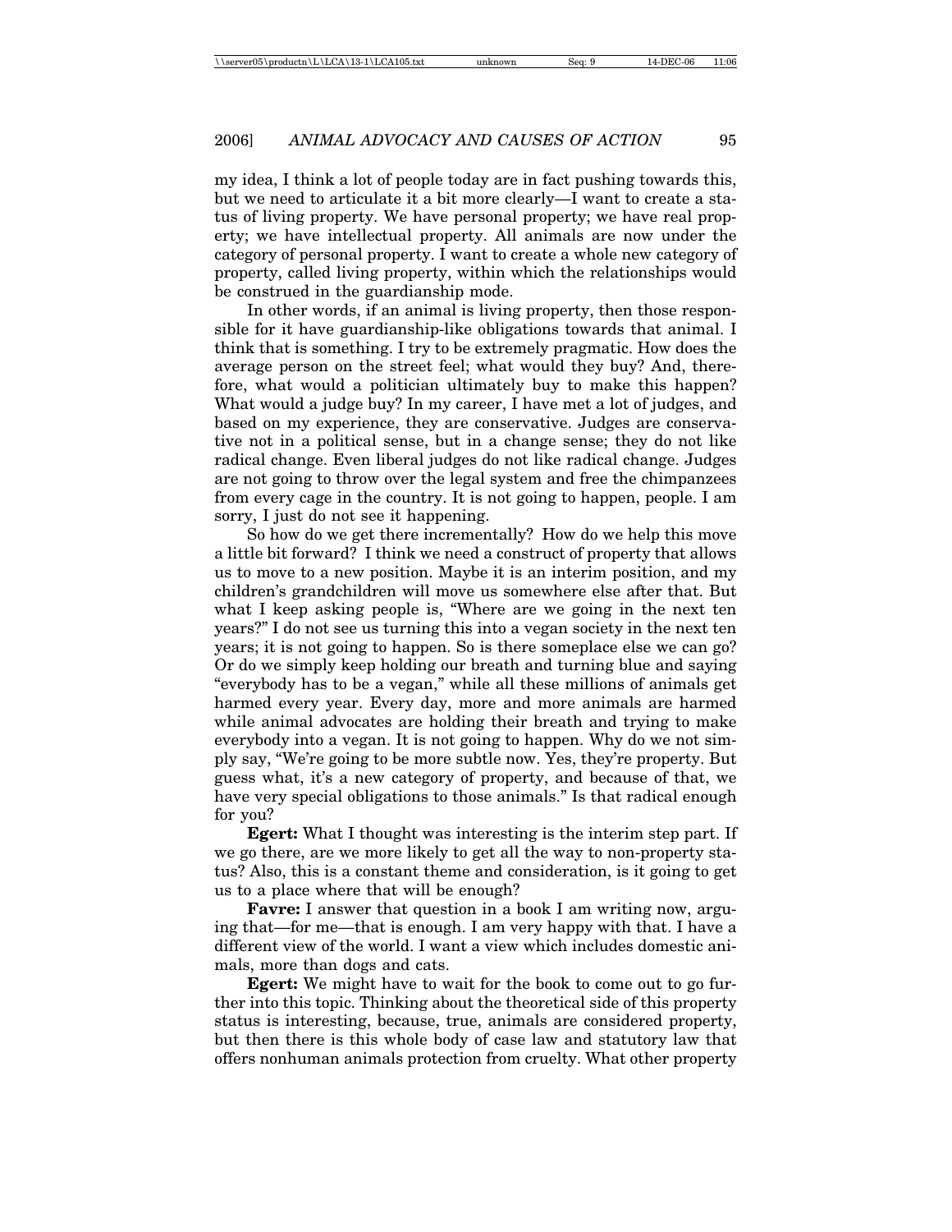my idea, I think a lot of people today are in fact pushing towards this, but we need to articulate it a bit more clearly—I want to create a status of living property. We have personal property; we have real property; we have intellectual property. All animals are now under the category of personal property. I want to create a whole new category of property, called living property, within which the relationships would be construed in the guardianship mode.

In other words, if an animal is living property, then those responsible for it have guardianship-like obligations towards that animal. I think that is something. I try to be extremely pragmatic. How does the average person on the street feel; what would they buy? And, therefore, what would a politician ultimately buy to make this happen? What would a judge buy? In my career, I have met a lot of judges, and based on my experience, they are conservative. Judges are conservative not in a political sense, but in a change sense; they do not like radical change. Even liberal judges do not like radical change. Judges are not going to throw over the legal system and free the chimpanzees from every cage in the country. It is not going to happen, people. I am sorry, I just do not see it happening.

So how do we get there incrementally? How do we help this move a little bit forward? I think we need a construct of property that allows us to move to a new position. Maybe it is an interim position, and my children's grandchildren will move us somewhere else after that. But what I keep asking people is, "Where are we going in the next ten years?" I do not see us turning this into a vegan society in the next ten years; it is not going to happen. So is there someplace else we can go? Or do we simply keep holding our breath and turning blue and saying "everybody has to be a vegan," while all these millions of animals get harmed every year. Every day, more and more animals are harmed while animal advocates are holding their breath and trying to make everybody into a vegan. It is not going to happen. Why do we not simply say, "We're going to be more subtle now. Yes, they're property. But guess what, it's a new category of property, and because of that, we have very special obligations to those animals." Is that radical enough for you?

**Egert:** What I thought was interesting is the interim step part. If we go there, are we more likely to get all the way to non-property status? Also, this is a constant theme and consideration, is it going to get us to a place where that will be enough?

**Favre:** I answer that question in a book I am writing now, arguing that—for me—that is enough. I am very happy with that. I have a different view of the world. I want a view which includes domestic animals, more than dogs and cats.

**Egert:** We might have to wait for the book to come out to go further into this topic. Thinking about the theoretical side of this property status is interesting, because, true, animals are considered property, but then there is this whole body of case law and statutory law that offers nonhuman animals protection from cruelty. What other property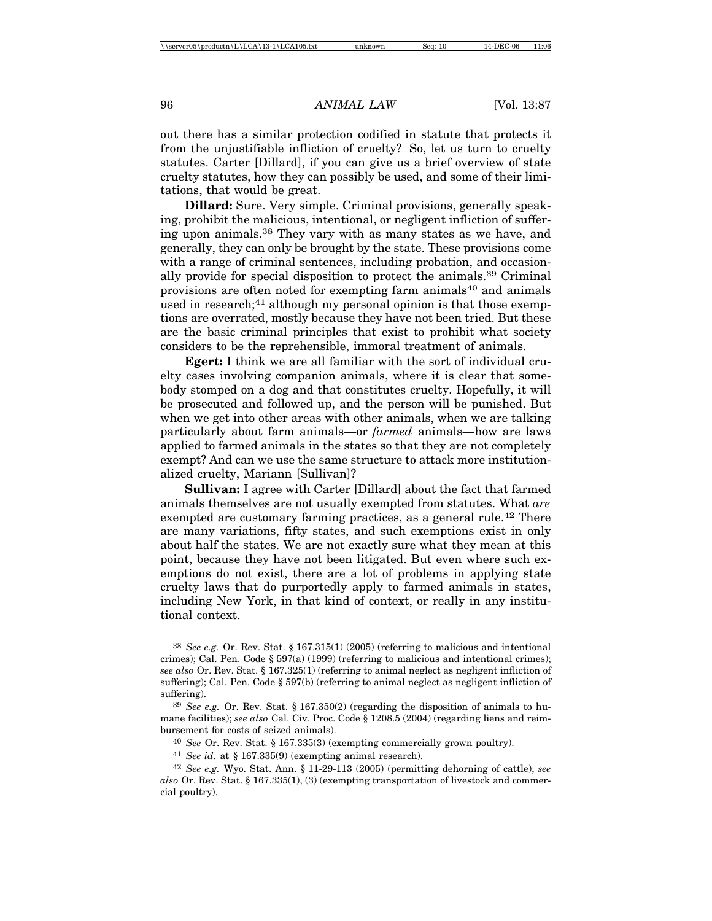out there has a similar protection codified in statute that protects it from the unjustifiable infliction of cruelty? So, let us turn to cruelty statutes. Carter [Dillard], if you can give us a brief overview of state cruelty statutes, how they can possibly be used, and some of their limitations, that would be great.

**Dillard:** Sure. Very simple. Criminal provisions, generally speaking, prohibit the malicious, intentional, or negligent infliction of suffering upon animals.[38] They vary with as many states as we have, and generally, they can only be brought by the state. These provisions come with a range of criminal sentences, including probation, and occasionally provide for special disposition to protect the animals.[39] Criminal provisions are often noted for exempting farm animals[40] and animals used in research;[41] although my personal opinion is that those exemptions are overrated, mostly because they have not been tried. But these are the basic criminal principles that exist to prohibit what society considers to be the reprehensible, immoral treatment of animals.

**Egert:** I think we are all familiar with the sort of individual cruelty cases involving companion animals, where it is clear that somebody stomped on a dog and that constitutes cruelty. Hopefully, it will be prosecuted and followed up, and the person will be punished. But when we get into other areas with other animals, when we are talking particularly about farm animals—or *farmed* animals—how are laws applied to farmed animals in the states so that they are not completely exempt? And can we use the same structure to attack more institutionalized cruelty, Mariann [Sullivan]?

**Sullivan:** I agree with Carter [Dillard] about the fact that farmed animals themselves are not usually exempted from statutes. What *are* exempted are customary farming practices, as a general rule.[42] There are many variations, fifty states, and such exemptions exist in only about half the states. We are not exactly sure what they mean at this point, because they have not been litigated. But even where such exemptions do not exist, there are a lot of problems in applying state cruelty laws that do purportedly apply to farmed animals in states, including New York, in that kind of context, or really in any institutional context.

---

[38] *See e.g.* Or. Rev. Stat. § 167.315(1) (2005) (referring to malicious and intentional crimes); Cal. Pen. Code § 597(a) (1999) (referring to malicious and intentional crimes); *see also* Or. Rev. Stat. § 167.325(1) (referring to animal neglect as negligent infliction of suffering); Cal. Pen. Code § 597(b) (referring to animal neglect as negligent infliction of suffering).

[39] *See e.g.* Or. Rev. Stat. § 167.350(2) (regarding the disposition of animals to humane facilities); *see also* Cal. Civ. Proc. Code § 1208.5 (2004) (regarding liens and reimbursement for costs of seized animals).

[40] *See* Or. Rev. Stat. § 167.335(3) (exempting commercially grown poultry).

[41] *See id.* at § 167.335(9) (exempting animal research).

[42] *See e.g.* Wyo. Stat. Ann. § 11-29-113 (2005) (permitting dehorning of cattle); *see also* Or. Rev. Stat. § 167.335(1), (3) (exempting transportation of livestock and commercial poultry).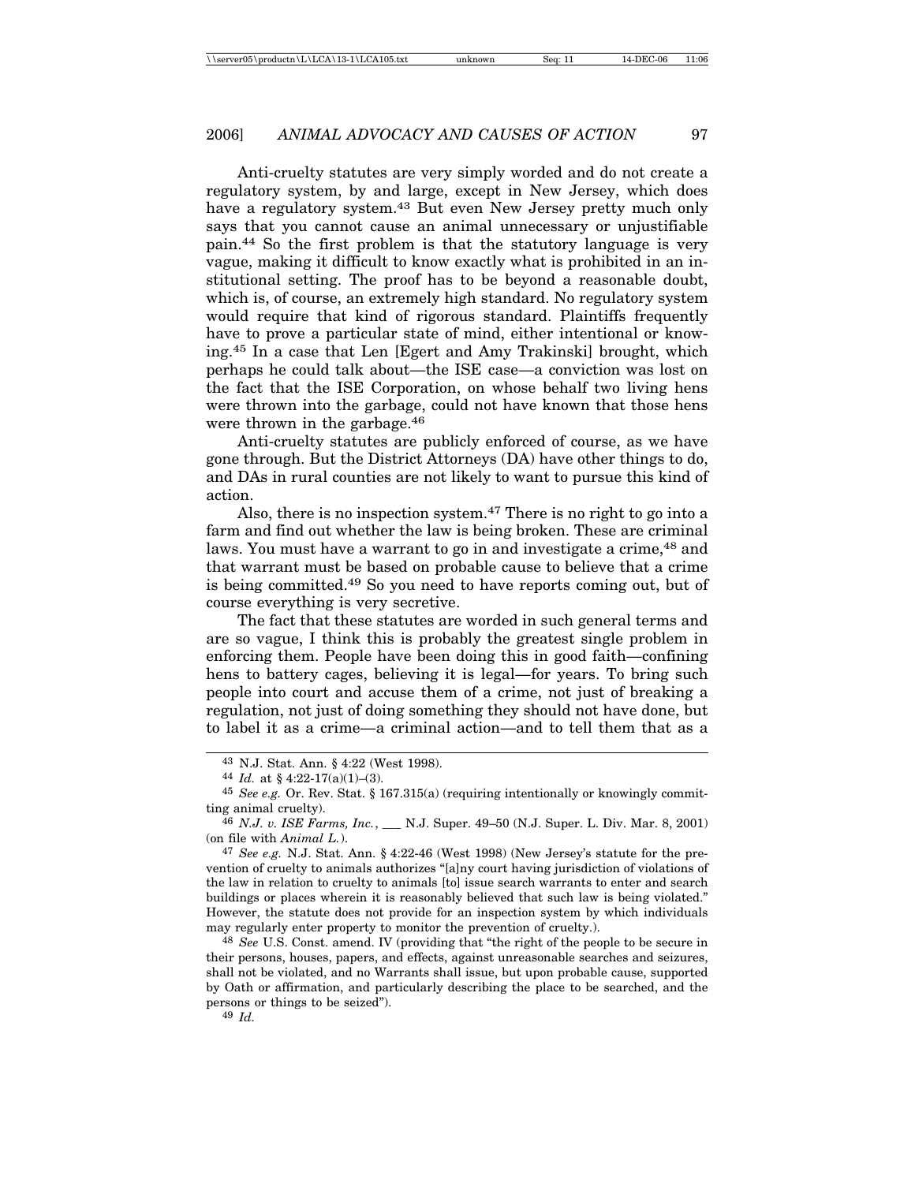Anti-cruelty statutes are very simply worded and do not create a regulatory system, by and large, except in New Jersey, which does have a regulatory system.[43] But even New Jersey pretty much only says that you cannot cause an animal unnecessary or unjustifiable pain.[44] So the first problem is that the statutory language is very vague, making it difficult to know exactly what is prohibited in an institutional setting. The proof has to be beyond a reasonable doubt, which is, of course, an extremely high standard. No regulatory system would require that kind of rigorous standard. Plaintiffs frequently have to prove a particular state of mind, either intentional or knowing.[45] In a case that Len [Egert and Amy Trakinski] brought, which perhaps he could talk about—the ISE case—a conviction was lost on the fact that the ISE Corporation, on whose behalf two living hens were thrown into the garbage, could not have known that those hens were thrown in the garbage.[46]

Anti-cruelty statutes are publicly enforced of course, as we have gone through. But the District Attorneys (DA) have other things to do, and DAs in rural counties are not likely to want to pursue this kind of action.

Also, there is no inspection system.[47] There is no right to go into a farm and find out whether the law is being broken. These are criminal laws. You must have a warrant to go in and investigate a crime,[48] and that warrant must be based on probable cause to believe that a crime is being committed.[49] So you need to have reports coming out, but of course everything is very secretive.

The fact that these statutes are worded in such general terms and are so vague, I think this is probably the greatest single problem in enforcing them. People have been doing this in good faith—confining hens to battery cages, believing it is legal—for years. To bring such people into court and accuse them of a crime, not just of breaking a regulation, not just of doing something they should not have done, but to label it as a crime—a criminal action—and to tell them that as a

---

43 N.J. Stat. Ann. § 4:22 (West 1998).

44 *Id.* at § 4:22-17(a)(1)–(3).

45 *See e.g.* Or. Rev. Stat. § 167.315(a) (requiring intentionally or knowingly committing animal cruelty).

46 *N.J. v. ISE Farms, Inc.*, ___ N.J. Super. 49–50 (N.J. Super. L. Div. Mar. 8, 2001) (on file with *Animal L.*).

47 *See e.g.* N.J. Stat. Ann. § 4:22-46 (West 1998) (New Jersey's statute for the prevention of cruelty to animals authorizes "[a]ny court having jurisdiction of violations of the law in relation to cruelty to animals [to] issue search warrants to enter and search buildings or places wherein it is reasonably believed that such law is being violated." However, the statute does not provide for an inspection system by which individuals may regularly enter property to monitor the prevention of cruelty.).

48 *See* U.S. Const. amend. IV (providing that "the right of the people to be secure in their persons, houses, papers, and effects, against unreasonable searches and seizures, shall not be violated, and no Warrants shall issue, but upon probable cause, supported by Oath or affirmation, and particularly describing the place to be searched, and the persons or things to be seized").

49 *Id.*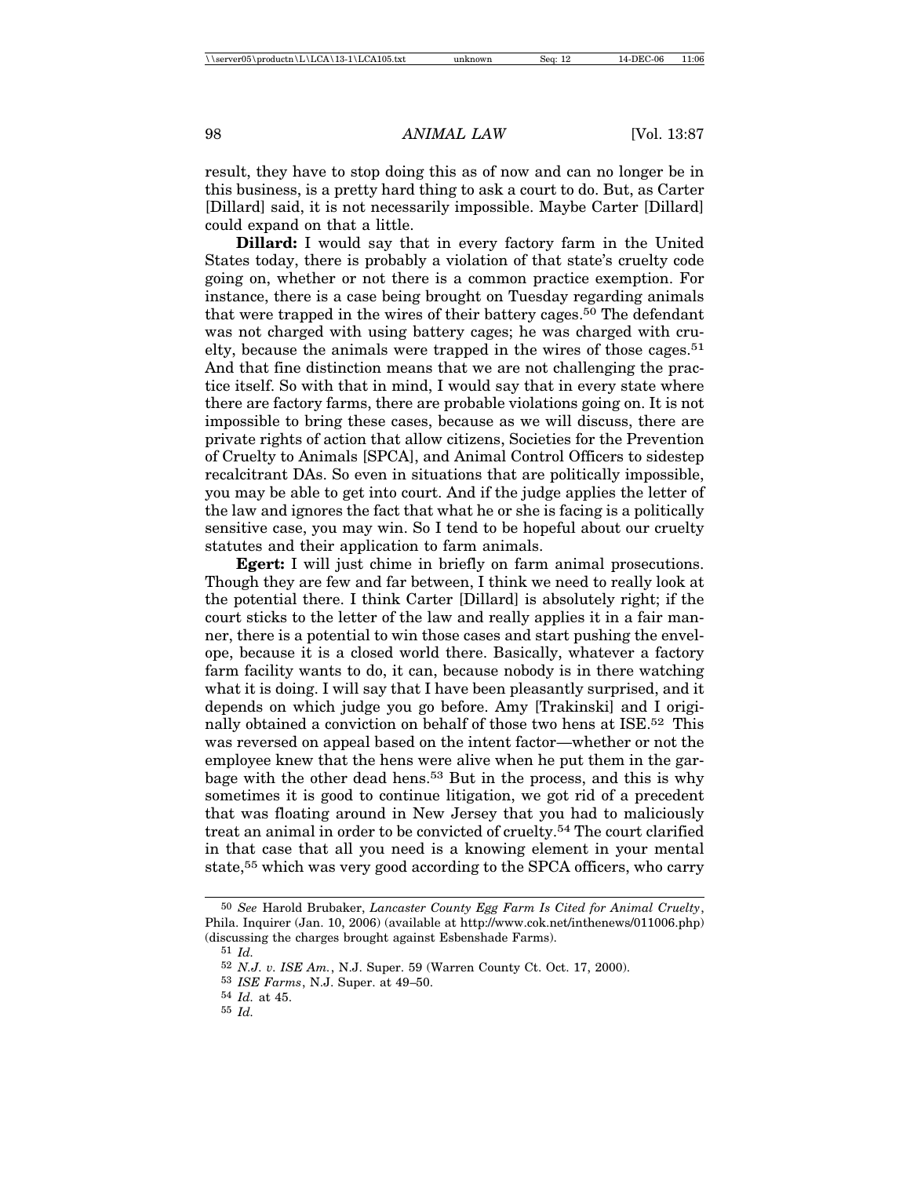result, they have to stop doing this as of now and can no longer be in this business, is a pretty hard thing to ask a court to do. But, as Carter [Dillard] said, it is not necessarily impossible. Maybe Carter [Dillard] could expand on that a little.

**Dillard:** I would say that in every factory farm in the United States today, there is probably a violation of that state's cruelty code going on, whether or not there is a common practice exemption. For instance, there is a case being brought on Tuesday regarding animals that were trapped in the wires of their battery cages.[50] The defendant was not charged with using battery cages; he was charged with cruelty, because the animals were trapped in the wires of those cages.[51] And that fine distinction means that we are not challenging the practice itself. So with that in mind, I would say that in every state where there are factory farms, there are probable violations going on. It is not impossible to bring these cases, because as we will discuss, there are private rights of action that allow citizens, Societies for the Prevention of Cruelty to Animals [SPCA], and Animal Control Officers to sidestep recalcitrant DAs. So even in situations that are politically impossible, you may be able to get into court. And if the judge applies the letter of the law and ignores the fact that what he or she is facing is a politically sensitive case, you may win. So I tend to be hopeful about our cruelty statutes and their application to farm animals.

**Egert:** I will just chime in briefly on farm animal prosecutions. Though they are few and far between, I think we need to really look at the potential there. I think Carter [Dillard] is absolutely right; if the court sticks to the letter of the law and really applies it in a fair manner, there is a potential to win those cases and start pushing the envelope, because it is a closed world there. Basically, whatever a factory farm facility wants to do, it can, because nobody is in there watching what it is doing. I will say that I have been pleasantly surprised, and it depends on which judge you go before. Amy [Trakinski] and I originally obtained a conviction on behalf of those two hens at ISE.[52] This was reversed on appeal based on the intent factor—whether or not the employee knew that the hens were alive when he put them in the garbage with the other dead hens.[53] But in the process, and this is why sometimes it is good to continue litigation, we got rid of a precedent that was floating around in New Jersey that you had to maliciously treat an animal in order to be convicted of cruelty.[54] The court clarified in that case that all you need is a knowing element in your mental state,[55] which was very good according to the SPCA officers, who carry

---

[50] *See* Harold Brubaker, *Lancaster County Egg Farm Is Cited for Animal Cruelty*, Phila. Inquirer (Jan. 10, 2006) (available at http://www.cok.net/inthenews/011006.php) (discussing the charges brought against Esbenshade Farms).

[51] *Id.*

[52] *N.J. v. ISE Am.*, N.J. Super. 59 (Warren County Ct. Oct. 17, 2000).

[53] *ISE Farms*, N.J. Super. at 49–50.

[54] *Id.* at 45.

[55] *Id.*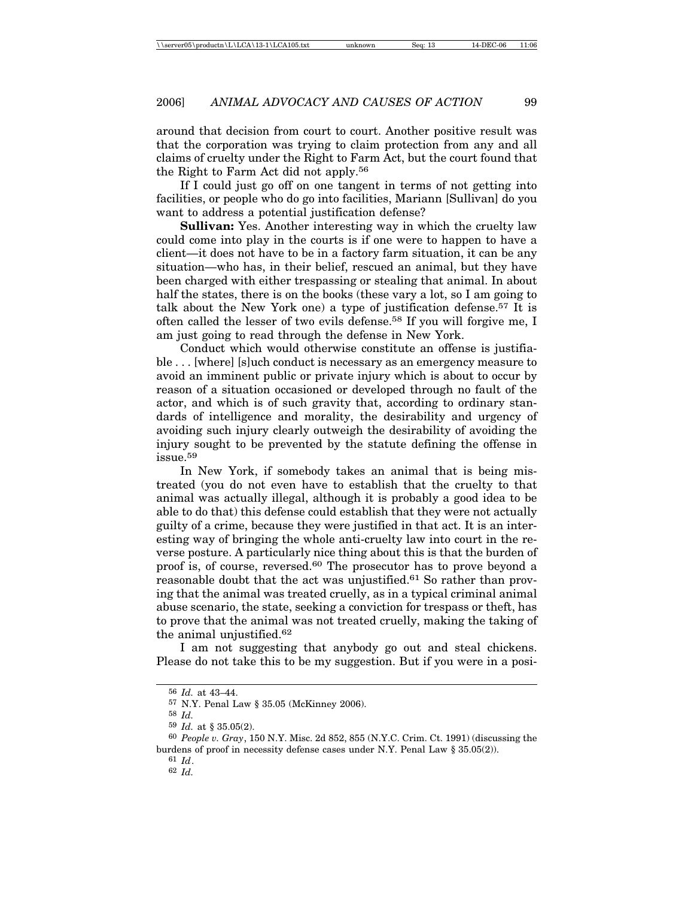around that decision from court to court. Another positive result was that the corporation was trying to claim protection from any and all claims of cruelty under the Right to Farm Act, but the court found that the Right to Farm Act did not apply.[56]

If I could just go off on one tangent in terms of not getting into facilities, or people who do go into facilities, Mariann [Sullivan] do you want to address a potential justification defense?

**Sullivan:** Yes. Another interesting way in which the cruelty law could come into play in the courts is if one were to happen to have a client—it does not have to be in a factory farm situation, it can be any situation—who has, in their belief, rescued an animal, but they have been charged with either trespassing or stealing that animal. In about half the states, there is on the books (these vary a lot, so I am going to talk about the New York one) a type of justification defense.[57] It is often called the lesser of two evils defense.[58] If you will forgive me, I am just going to read through the defense in New York.

Conduct which would otherwise constitute an offense is justifiable . . . [where] [s]uch conduct is necessary as an emergency measure to avoid an imminent public or private injury which is about to occur by reason of a situation occasioned or developed through no fault of the actor, and which is of such gravity that, according to ordinary standards of intelligence and morality, the desirability and urgency of avoiding such injury clearly outweigh the desirability of avoiding the injury sought to be prevented by the statute defining the offense in issue.[59]

In New York, if somebody takes an animal that is being mistreated (you do not even have to establish that the cruelty to that animal was actually illegal, although it is probably a good idea to be able to do that) this defense could establish that they were not actually guilty of a crime, because they were justified in that act. It is an interesting way of bringing the whole anti-cruelty law into court in the reverse posture. A particularly nice thing about this is that the burden of proof is, of course, reversed.[60] The prosecutor has to prove beyond a reasonable doubt that the act was unjustified.[61] So rather than proving that the animal was treated cruelly, as in a typical criminal animal abuse scenario, the state, seeking a conviction for trespass or theft, has to prove that the animal was not treated cruelly, making the taking of the animal unjustified.[62]

I am not suggesting that anybody go out and steal chickens. Please do not take this to be my suggestion. But if you were in a posi-

---

56 *Id.* at 43–44.

57 N.Y. Penal Law § 35.05 (McKinney 2006).

58 *Id.*

59 *Id.* at § 35.05(2).

60 *People v. Gray*, 150 N.Y. Misc. 2d 852, 855 (N.Y.C. Crim. Ct. 1991) (discussing the burdens of proof in necessity defense cases under N.Y. Penal Law § 35.05(2)).

61 *Id*.

62 *Id.*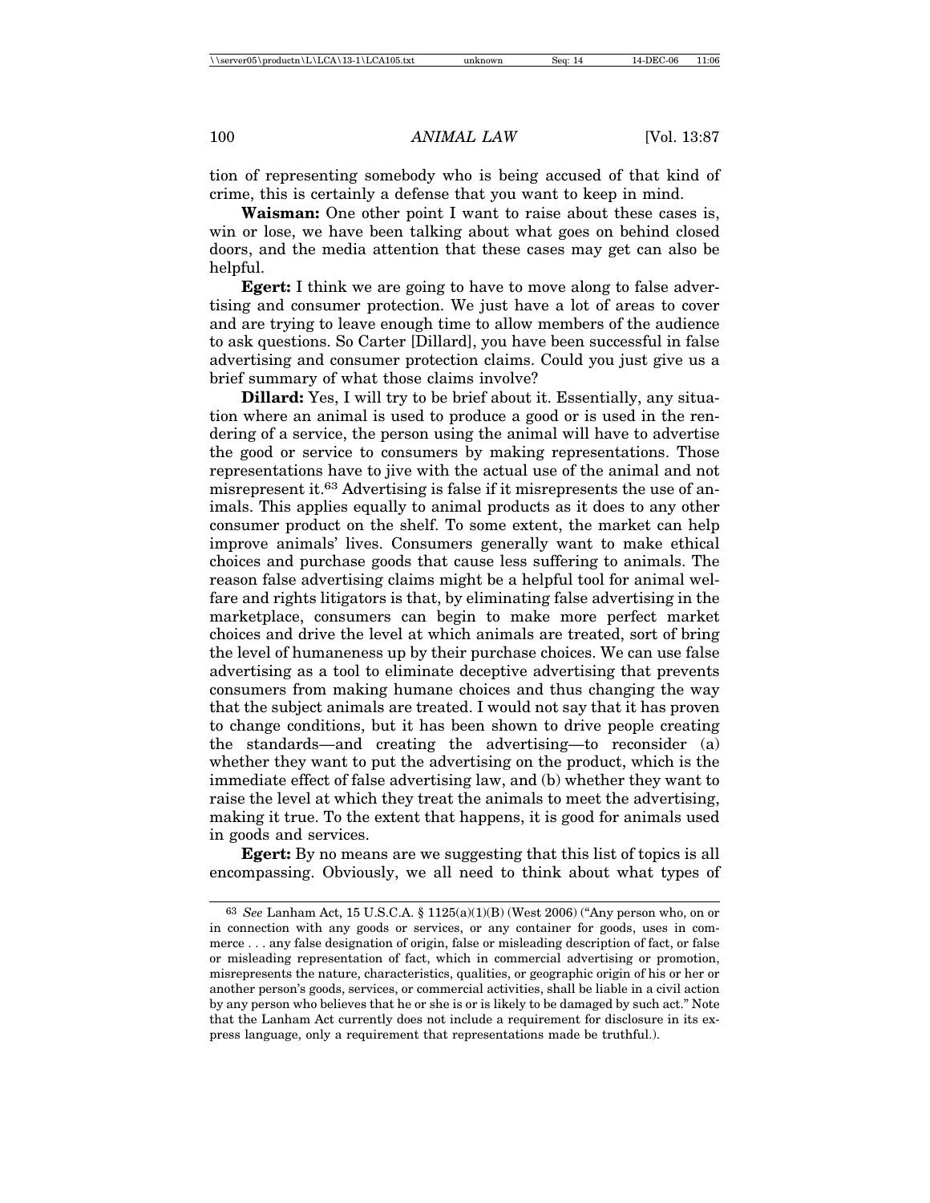tion of representing somebody who is being accused of that kind of crime, this is certainly a defense that you want to keep in mind.

**Waisman:** One other point I want to raise about these cases is, win or lose, we have been talking about what goes on behind closed doors, and the media attention that these cases may get can also be helpful.

**Egert:** I think we are going to have to move along to false advertising and consumer protection. We just have a lot of areas to cover and are trying to leave enough time to allow members of the audience to ask questions. So Carter [Dillard], you have been successful in false advertising and consumer protection claims. Could you just give us a brief summary of what those claims involve?

**Dillard:** Yes, I will try to be brief about it. Essentially, any situation where an animal is used to produce a good or is used in the rendering of a service, the person using the animal will have to advertise the good or service to consumers by making representations. Those representations have to jive with the actual use of the animal and not misrepresent it.[63] Advertising is false if it misrepresents the use of animals. This applies equally to animal products as it does to any other consumer product on the shelf. To some extent, the market can help improve animals' lives. Consumers generally want to make ethical choices and purchase goods that cause less suffering to animals. The reason false advertising claims might be a helpful tool for animal welfare and rights litigators is that, by eliminating false advertising in the marketplace, consumers can begin to make more perfect market choices and drive the level at which animals are treated, sort of bring the level of humaneness up by their purchase choices. We can use false advertising as a tool to eliminate deceptive advertising that prevents consumers from making humane choices and thus changing the way that the subject animals are treated. I would not say that it has proven to change conditions, but it has been shown to drive people creating the standards—and creating the advertising—to reconsider (a) whether they want to put the advertising on the product, which is the immediate effect of false advertising law, and (b) whether they want to raise the level at which they treat the animals to meet the advertising, making it true. To the extent that happens, it is good for animals used in goods and services.

**Egert:** By no means are we suggesting that this list of topics is all encompassing. Obviously, we all need to think about what types of

---

[63] *See* Lanham Act, 15 U.S.C.A. § 1125(a)(1)(B) (West 2006) ("Any person who, on or in connection with any goods or services, or any container for goods, uses in commerce . . . any false designation of origin, false or misleading description of fact, or false or misleading representation of fact, which in commercial advertising or promotion, misrepresents the nature, characteristics, qualities, or geographic origin of his or her or another person's goods, services, or commercial activities, shall be liable in a civil action by any person who believes that he or she is or is likely to be damaged by such act." Note that the Lanham Act currently does not include a requirement for disclosure in its express language, only a requirement that representations made be truthful.).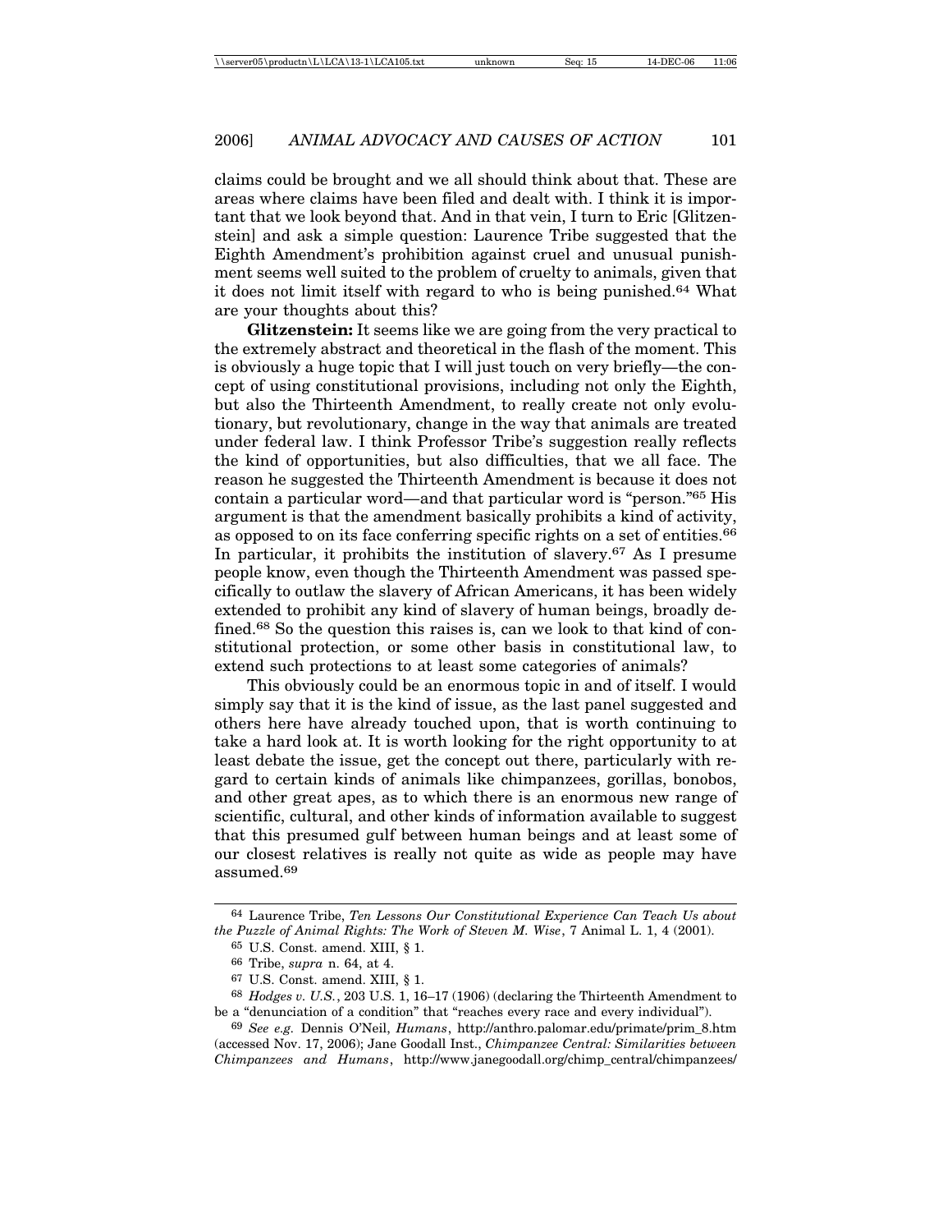claims could be brought and we all should think about that. These are areas where claims have been filed and dealt with. I think it is important that we look beyond that. And in that vein, I turn to Eric [Glitzenstein] and ask a simple question: Laurence Tribe suggested that the Eighth Amendment's prohibition against cruel and unusual punishment seems well suited to the problem of cruelty to animals, given that it does not limit itself with regard to who is being punished.[64] What are your thoughts about this?

**Glitzenstein:** It seems like we are going from the very practical to the extremely abstract and theoretical in the flash of the moment. This is obviously a huge topic that I will just touch on very briefly—the concept of using constitutional provisions, including not only the Eighth, but also the Thirteenth Amendment, to really create not only evolutionary, but revolutionary, change in the way that animals are treated under federal law. I think Professor Tribe's suggestion really reflects the kind of opportunities, but also difficulties, that we all face. The reason he suggested the Thirteenth Amendment is because it does not contain a particular word—and that particular word is "person."[65] His argument is that the amendment basically prohibits a kind of activity, as opposed to on its face conferring specific rights on a set of entities.[66] In particular, it prohibits the institution of slavery.[67] As I presume people know, even though the Thirteenth Amendment was passed specifically to outlaw the slavery of African Americans, it has been widely extended to prohibit any kind of slavery of human beings, broadly defined.[68] So the question this raises is, can we look to that kind of constitutional protection, or some other basis in constitutional law, to extend such protections to at least some categories of animals?

This obviously could be an enormous topic in and of itself. I would simply say that it is the kind of issue, as the last panel suggested and others here have already touched upon, that is worth continuing to take a hard look at. It is worth looking for the right opportunity to at least debate the issue, get the concept out there, particularly with regard to certain kinds of animals like chimpanzees, gorillas, bonobos, and other great apes, as to which there is an enormous new range of scientific, cultural, and other kinds of information available to suggest that this presumed gulf between human beings and at least some of our closest relatives is really not quite as wide as people may have assumed.[69]

---

[64] Laurence Tribe, *Ten Lessons Our Constitutional Experience Can Teach Us about the Puzzle of Animal Rights: The Work of Steven M. Wise*, 7 Animal L. 1, 4 (2001).

[65] U.S. Const. amend. XIII, § 1.

[66] Tribe, *supra* n. 64, at 4.

[67] U.S. Const. amend. XIII, § 1.

[68] *Hodges v. U.S.*, 203 U.S. 1, 16–17 (1906) (declaring the Thirteenth Amendment to be a "denunciation of a condition" that "reaches every race and every individual").

[69] *See e.g.* Dennis O'Neil, *Humans*, http://anthro.palomar.edu/primate/prim_8.htm (accessed Nov. 17, 2006); Jane Goodall Inst., *Chimpanzee Central: Similarities between Chimpanzees and Humans*, http://www.janegoodall.org/chimp_central/chimpanzees/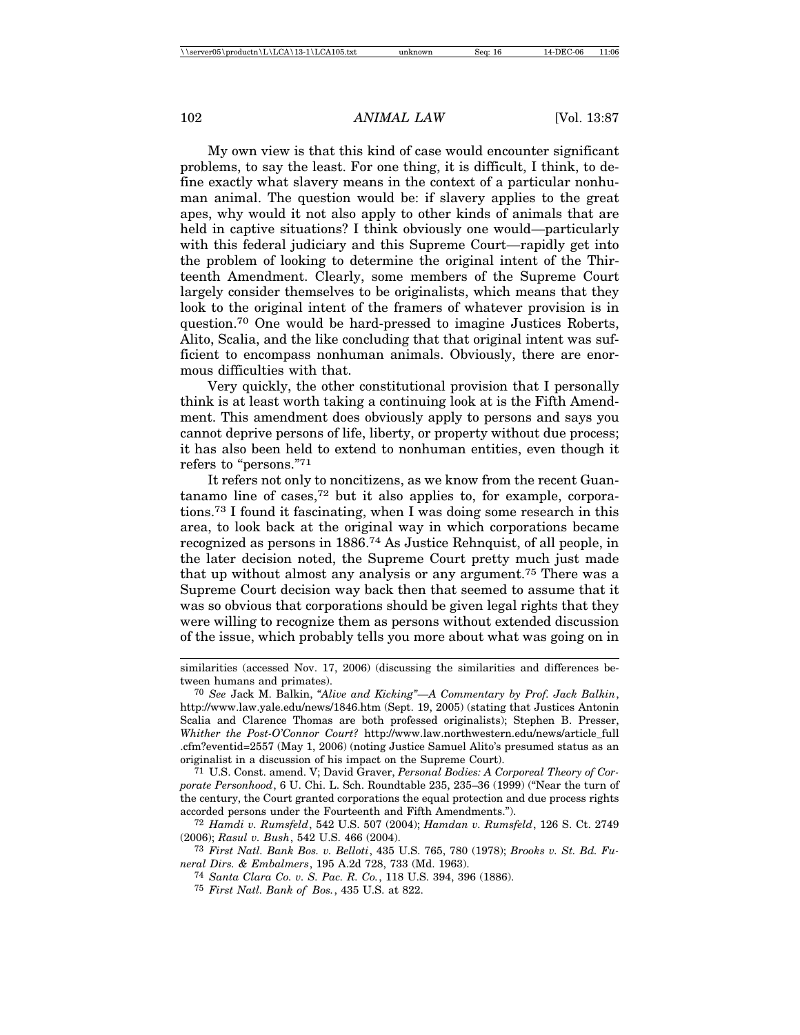My own view is that this kind of case would encounter significant problems, to say the least. For one thing, it is difficult, I think, to define exactly what slavery means in the context of a particular nonhuman animal. The question would be: if slavery applies to the great apes, why would it not also apply to other kinds of animals that are held in captive situations? I think obviously one would—particularly with this federal judiciary and this Supreme Court—rapidly get into the problem of looking to determine the original intent of the Thirteenth Amendment. Clearly, some members of the Supreme Court largely consider themselves to be originalists, which means that they look to the original intent of the framers of whatever provision is in question.[70] One would be hard-pressed to imagine Justices Roberts, Alito, Scalia, and the like concluding that that original intent was sufficient to encompass nonhuman animals. Obviously, there are enormous difficulties with that.

Very quickly, the other constitutional provision that I personally think is at least worth taking a continuing look at is the Fifth Amendment. This amendment does obviously apply to persons and says you cannot deprive persons of life, liberty, or property without due process; it has also been held to extend to nonhuman entities, even though it refers to "persons."[71]

It refers not only to noncitizens, as we know from the recent Guantanamo line of cases,[72] but it also applies to, for example, corporations.[73] I found it fascinating, when I was doing some research in this area, to look back at the original way in which corporations became recognized as persons in 1886.[74] As Justice Rehnquist, of all people, in the later decision noted, the Supreme Court pretty much just made that up without almost any analysis or any argument.[75] There was a Supreme Court decision way back then that seemed to assume that it was so obvious that corporations should be given legal rights that they were willing to recognize them as persons without extended discussion of the issue, which probably tells you more about what was going on in

---

similarities (accessed Nov. 17, 2006) (discussing the similarities and differences between humans and primates).

[70] *See* Jack M. Balkin, *"Alive and Kicking"—A Commentary by Prof. Jack Balkin*, http://www.law.yale.edu/news/1846.htm (Sept. 19, 2005) (stating that Justices Antonin Scalia and Clarence Thomas are both professed originalists); Stephen B. Presser, *Whither the Post-O'Connor Court?* http://www.law.northwestern.edu/news/article_full.cfm?eventid=2557 (May 1, 2006) (noting Justice Samuel Alito's presumed status as an originalist in a discussion of his impact on the Supreme Court).

[71] U.S. Const. amend. V; David Graver, *Personal Bodies: A Corporeal Theory of Corporate Personhood*, 6 U. Chi. L. Sch. Roundtable 235, 235–36 (1999) ("Near the turn of the century, the Court granted corporations the equal protection and due process rights accorded persons under the Fourteenth and Fifth Amendments.").

[72] *Hamdi v. Rumsfeld*, 542 U.S. 507 (2004); *Hamdan v. Rumsfeld*, 126 S. Ct. 2749 (2006); *Rasul v. Bush*, 542 U.S. 466 (2004).

[73] *First Natl. Bank Bos. v. Belloti*, 435 U.S. 765, 780 (1978); *Brooks v. St. Bd. Funeral Dirs. & Embalmers*, 195 A.2d 728, 733 (Md. 1963).

[74] *Santa Clara Co. v. S. Pac. R. Co.*, 118 U.S. 394, 396 (1886).

[75] *First Natl. Bank of Bos.*, 435 U.S. at 822.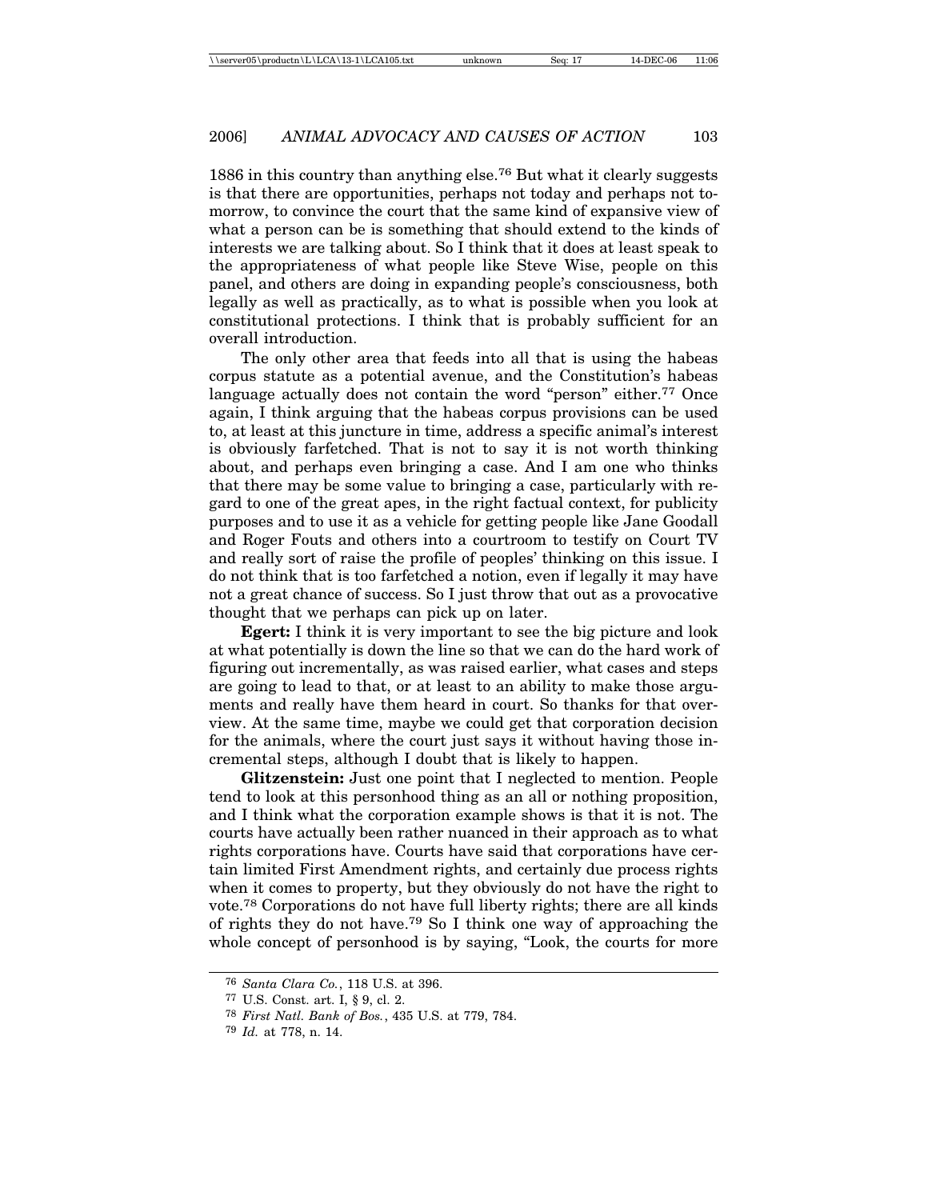1886 in this country than anything else.[76] But what it clearly suggests is that there are opportunities, perhaps not today and perhaps not tomorrow, to convince the court that the same kind of expansive view of what a person can be is something that should extend to the kinds of interests we are talking about. So I think that it does at least speak to the appropriateness of what people like Steve Wise, people on this panel, and others are doing in expanding people's consciousness, both legally as well as practically, as to what is possible when you look at constitutional protections. I think that is probably sufficient for an overall introduction.

The only other area that feeds into all that is using the habeas corpus statute as a potential avenue, and the Constitution's habeas language actually does not contain the word "person" either.[77] Once again, I think arguing that the habeas corpus provisions can be used to, at least at this juncture in time, address a specific animal's interest is obviously farfetched. That is not to say it is not worth thinking about, and perhaps even bringing a case. And I am one who thinks that there may be some value to bringing a case, particularly with regard to one of the great apes, in the right factual context, for publicity purposes and to use it as a vehicle for getting people like Jane Goodall and Roger Fouts and others into a courtroom to testify on Court TV and really sort of raise the profile of peoples' thinking on this issue. I do not think that is too farfetched a notion, even if legally it may have not a great chance of success. So I just throw that out as a provocative thought that we perhaps can pick up on later.

**Egert:** I think it is very important to see the big picture and look at what potentially is down the line so that we can do the hard work of figuring out incrementally, as was raised earlier, what cases and steps are going to lead to that, or at least to an ability to make those arguments and really have them heard in court. So thanks for that overview. At the same time, maybe we could get that corporation decision for the animals, where the court just says it without having those incremental steps, although I doubt that is likely to happen.

**Glitzenstein:** Just one point that I neglected to mention. People tend to look at this personhood thing as an all or nothing proposition, and I think what the corporation example shows is that it is not. The courts have actually been rather nuanced in their approach as to what rights corporations have. Courts have said that corporations have certain limited First Amendment rights, and certainly due process rights when it comes to property, but they obviously do not have the right to vote.[78] Corporations do not have full liberty rights; there are all kinds of rights they do not have.[79] So I think one way of approaching the whole concept of personhood is by saying, "Look, the courts for more

---

[76] *Santa Clara Co.*, 118 U.S. at 396.

[77] U.S. Const. art. I, § 9, cl. 2.

[78] *First Natl. Bank of Bos.*, 435 U.S. at 779, 784.

[79] *Id.* at 778, n. 14.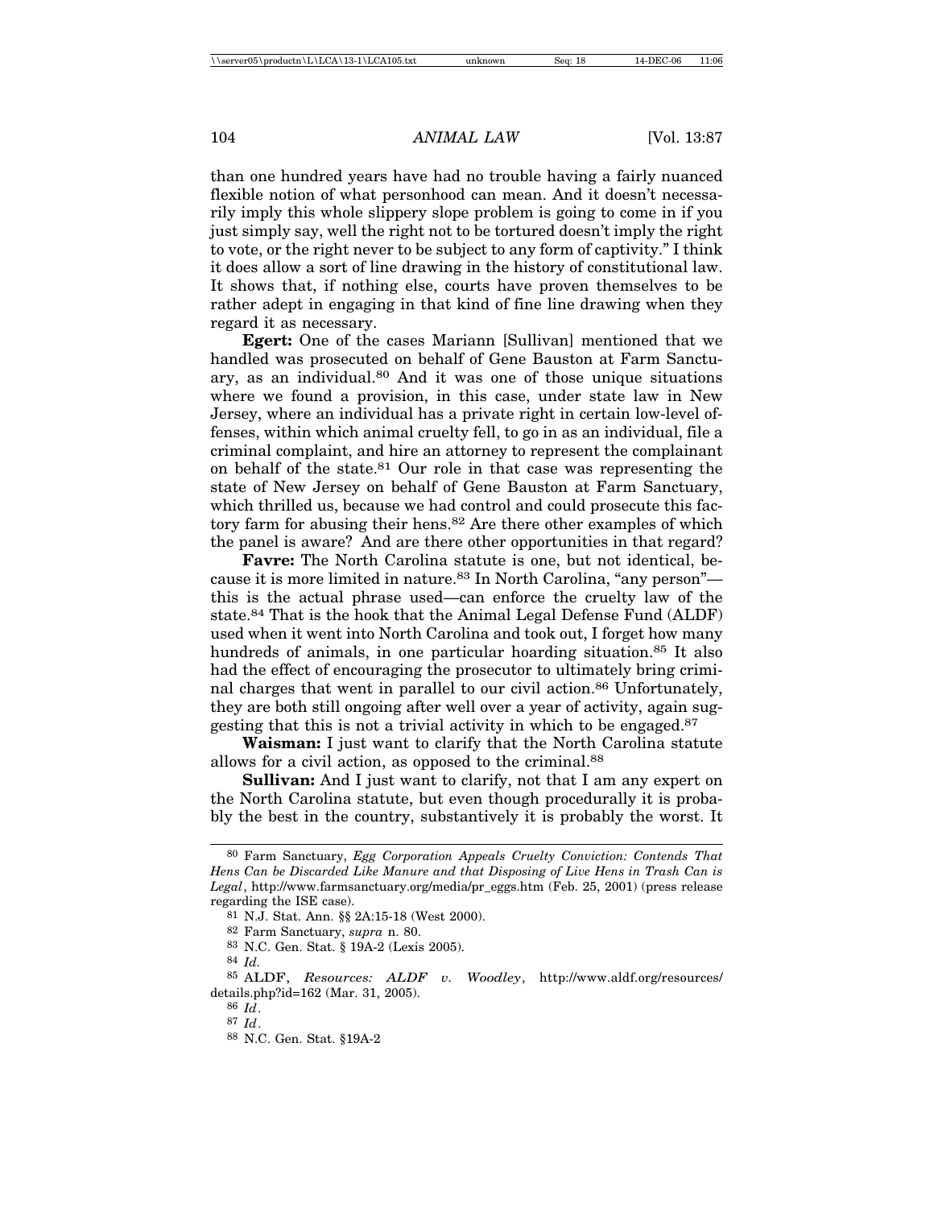than one hundred years have had no trouble having a fairly nuanced flexible notion of what personhood can mean. And it doesn't necessarily imply this whole slippery slope problem is going to come in if you just simply say, well the right not to be tortured doesn't imply the right to vote, or the right never to be subject to any form of captivity." I think it does allow a sort of line drawing in the history of constitutional law. It shows that, if nothing else, courts have proven themselves to be rather adept in engaging in that kind of fine line drawing when they regard it as necessary.

**Egert:** One of the cases Mariann [Sullivan] mentioned that we handled was prosecuted on behalf of Gene Bauston at Farm Sanctuary, as an individual.[80] And it was one of those unique situations where we found a provision, in this case, under state law in New Jersey, where an individual has a private right in certain low-level offenses, within which animal cruelty fell, to go in as an individual, file a criminal complaint, and hire an attorney to represent the complainant on behalf of the state.[81] Our role in that case was representing the state of New Jersey on behalf of Gene Bauston at Farm Sanctuary, which thrilled us, because we had control and could prosecute this factory farm for abusing their hens.[82] Are there other examples of which the panel is aware? And are there other opportunities in that regard?

**Favre:** The North Carolina statute is one, but not identical, because it is more limited in nature.[83] In North Carolina, "any person"—this is the actual phrase used—can enforce the cruelty law of the state.[84] That is the hook that the Animal Legal Defense Fund (ALDF) used when it went into North Carolina and took out, I forget how many hundreds of animals, in one particular hoarding situation.[85] It also had the effect of encouraging the prosecutor to ultimately bring criminal charges that went in parallel to our civil action.[86] Unfortunately, they are both still ongoing after well over a year of activity, again suggesting that this is not a trivial activity in which to be engaged.[87]

**Waisman:** I just want to clarify that the North Carolina statute allows for a civil action, as opposed to the criminal.[88]

**Sullivan:** And I just want to clarify, not that I am any expert on the North Carolina statute, but even though procedurally it is probably the best in the country, substantively it is probably the worst. It

---

[80] Farm Sanctuary, *Egg Corporation Appeals Cruelty Conviction: Contends That Hens Can be Discarded Like Manure and that Disposing of Live Hens in Trash Can is Legal*, http://www.farmsanctuary.org/media/pr_eggs.htm (Feb. 25, 2001) (press release regarding the ISE case).

[81] N.J. Stat. Ann. §§ 2A:15-18 (West 2000).

[82] Farm Sanctuary, *supra* n. 80.

[83] N.C. Gen. Stat. § 19A-2 (Lexis 2005).

[84] *Id.*

[85] ALDF, *Resources: ALDF v. Woodley*, http://www.aldf.org/resources/details.php?id=162 (Mar. 31, 2005).

[86] *Id*.

[87] *Id*.

[88] N.C. Gen. Stat. §19A-2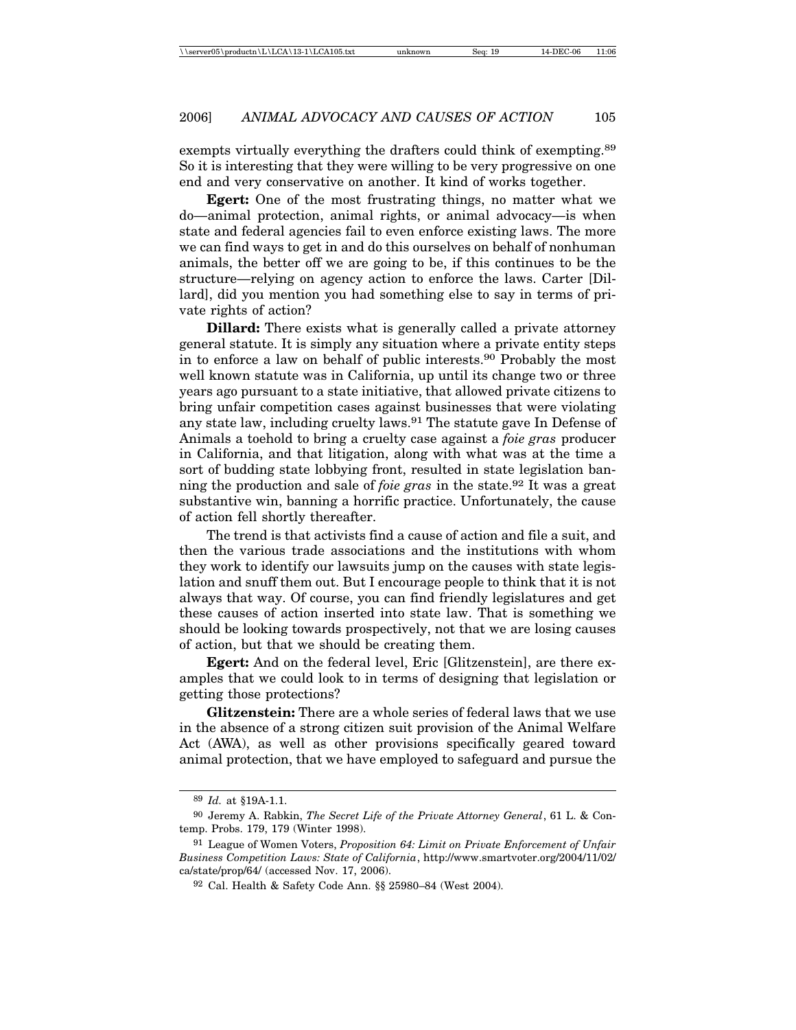exempts virtually everything the drafters could think of exempting.[89] So it is interesting that they were willing to be very progressive on one end and very conservative on another. It kind of works together.

**Egert:** One of the most frustrating things, no matter what we do—animal protection, animal rights, or animal advocacy—is when state and federal agencies fail to even enforce existing laws. The more we can find ways to get in and do this ourselves on behalf of nonhuman animals, the better off we are going to be, if this continues to be the structure—relying on agency action to enforce the laws. Carter [Dillard], did you mention you had something else to say in terms of private rights of action?

**Dillard:** There exists what is generally called a private attorney general statute. It is simply any situation where a private entity steps in to enforce a law on behalf of public interests.[90] Probably the most well known statute was in California, up until its change two or three years ago pursuant to a state initiative, that allowed private citizens to bring unfair competition cases against businesses that were violating any state law, including cruelty laws.[91] The statute gave In Defense of Animals a toehold to bring a cruelty case against a *foie gras* producer in California, and that litigation, along with what was at the time a sort of budding state lobbying front, resulted in state legislation banning the production and sale of *foie gras* in the state.[92] It was a great substantive win, banning a horrific practice. Unfortunately, the cause of action fell shortly thereafter.

The trend is that activists find a cause of action and file a suit, and then the various trade associations and the institutions with whom they work to identify our lawsuits jump on the causes with state legislation and snuff them out. But I encourage people to think that it is not always that way. Of course, you can find friendly legislatures and get these causes of action inserted into state law. That is something we should be looking towards prospectively, not that we are losing causes of action, but that we should be creating them.

**Egert:** And on the federal level, Eric [Glitzenstein], are there examples that we could look to in terms of designing that legislation or getting those protections?

**Glitzenstein:** There are a whole series of federal laws that we use in the absence of a strong citizen suit provision of the Animal Welfare Act (AWA), as well as other provisions specifically geared toward animal protection, that we have employed to safeguard and pursue the

---

[89] *Id.* at §19A-1.1.

[90] Jeremy A. Rabkin, *The Secret Life of the Private Attorney General*, 61 L. & Contemp. Probs. 179, 179 (Winter 1998).

[91] League of Women Voters, *Proposition 64: Limit on Private Enforcement of Unfair Business Competition Laws: State of California*, http://www.smartvoter.org/2004/11/02/ca/state/prop/64/ (accessed Nov. 17, 2006).

[92] Cal. Health & Safety Code Ann. §§ 25980–84 (West 2004).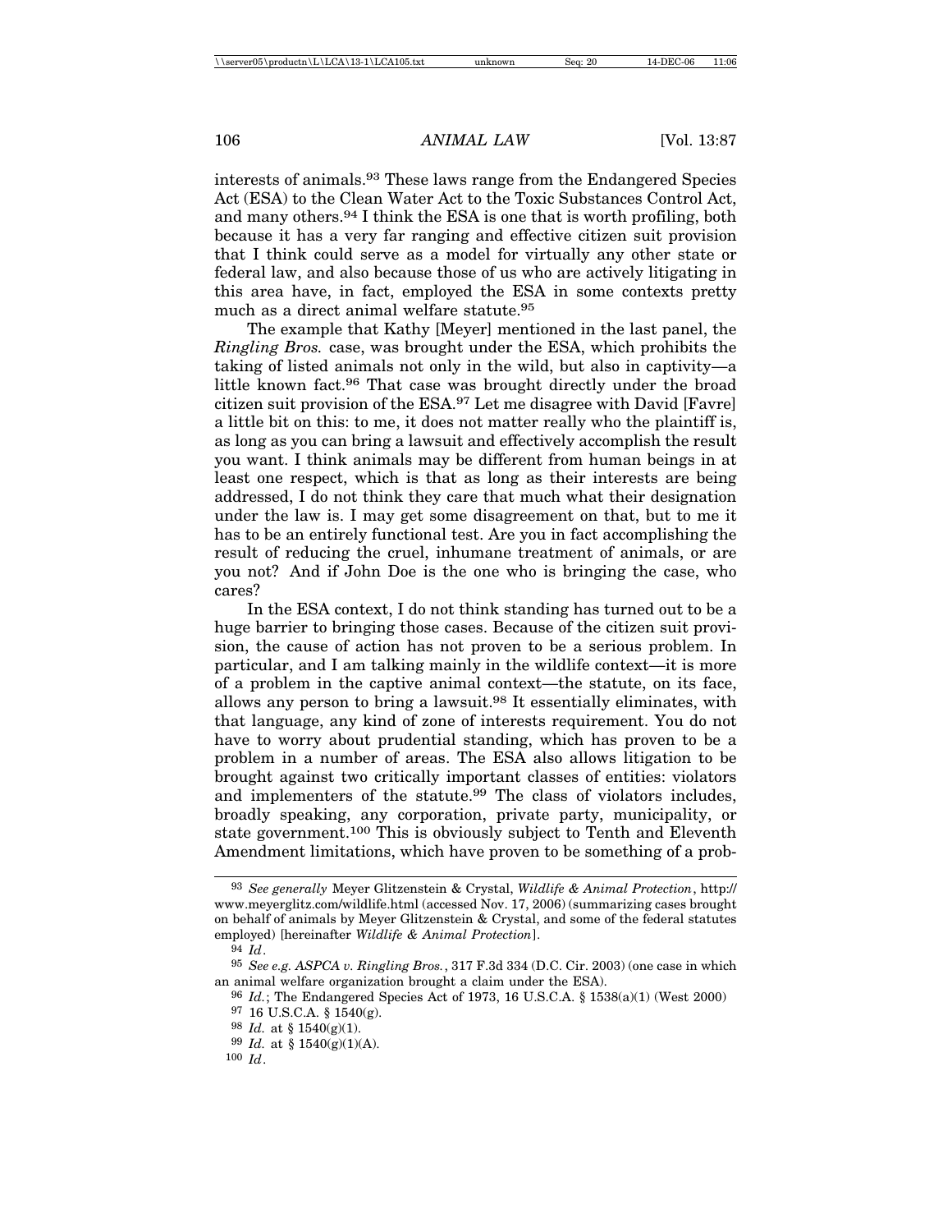interests of animals.[93] These laws range from the Endangered Species Act (ESA) to the Clean Water Act to the Toxic Substances Control Act, and many others.[94] I think the ESA is one that is worth profiling, both because it has a very far ranging and effective citizen suit provision that I think could serve as a model for virtually any other state or federal law, and also because those of us who are actively litigating in this area have, in fact, employed the ESA in some contexts pretty much as a direct animal welfare statute.[95]

The example that Kathy [Meyer] mentioned in the last panel, the *Ringling Bros.* case, was brought under the ESA, which prohibits the taking of listed animals not only in the wild, but also in captivity—a little known fact.[96] That case was brought directly under the broad citizen suit provision of the ESA.[97] Let me disagree with David [Favre] a little bit on this: to me, it does not matter really who the plaintiff is, as long as you can bring a lawsuit and effectively accomplish the result you want. I think animals may be different from human beings in at least one respect, which is that as long as their interests are being addressed, I do not think they care that much what their designation under the law is. I may get some disagreement on that, but to me it has to be an entirely functional test. Are you in fact accomplishing the result of reducing the cruel, inhumane treatment of animals, or are you not? And if John Doe is the one who is bringing the case, who cares?

In the ESA context, I do not think standing has turned out to be a huge barrier to bringing those cases. Because of the citizen suit provision, the cause of action has not proven to be a serious problem. In particular, and I am talking mainly in the wildlife context—it is more of a problem in the captive animal context—the statute, on its face, allows any person to bring a lawsuit.[98] It essentially eliminates, with that language, any kind of zone of interests requirement. You do not have to worry about prudential standing, which has proven to be a problem in a number of areas. The ESA also allows litigation to be brought against two critically important classes of entities: violators and implementers of the statute.[99] The class of violators includes, broadly speaking, any corporation, private party, municipality, or state government.[100] This is obviously subject to Tenth and Eleventh Amendment limitations, which have proven to be something of a prob-

---

[93] *See generally* Meyer Glitzenstein & Crystal, *Wildlife & Animal Protection*, http://www.meyerglitz.com/wildlife.html (accessed Nov. 17, 2006) (summarizing cases brought on behalf of animals by Meyer Glitzenstein & Crystal, and some of the federal statutes employed) [hereinafter *Wildlife & Animal Protection*].

[94] *Id*.

[95] *See e.g. ASPCA v. Ringling Bros.*, 317 F.3d 334 (D.C. Cir. 2003) (one case in which an animal welfare organization brought a claim under the ESA).

[96] *Id.*; The Endangered Species Act of 1973, 16 U.S.C.A. § 1538(a)(1) (West 2000)

[97] 16 U.S.C.A. § 1540(g).

[98] *Id.* at § 1540(g)(1).

[99] *Id.* at § 1540(g)(1)(A).

[100] *Id*.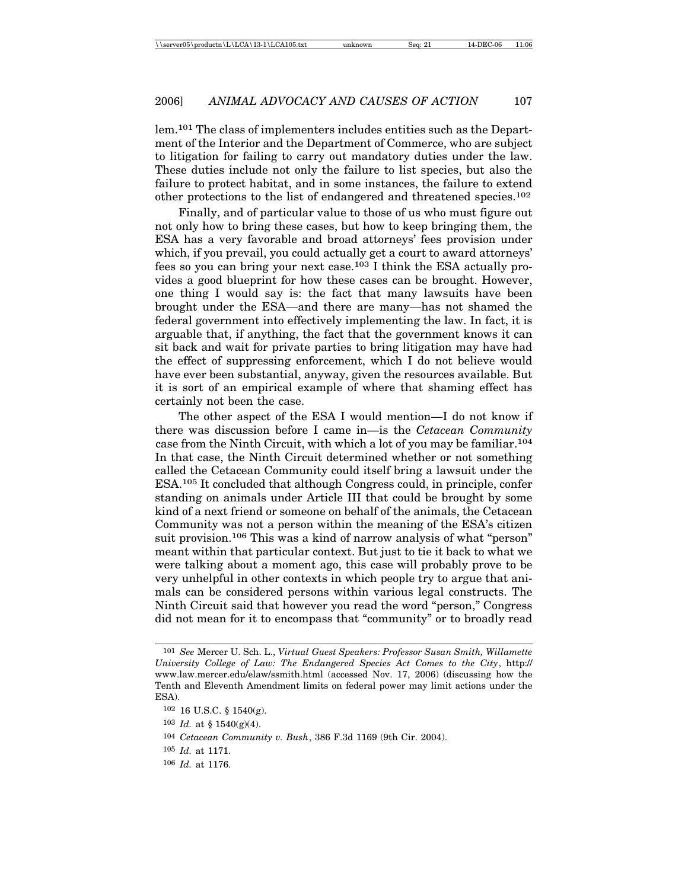lem.[101] The class of implementers includes entities such as the Department of the Interior and the Department of Commerce, who are subject to litigation for failing to carry out mandatory duties under the law. These duties include not only the failure to list species, but also the failure to protect habitat, and in some instances, the failure to extend other protections to the list of endangered and threatened species.[102]

Finally, and of particular value to those of us who must figure out not only how to bring these cases, but how to keep bringing them, the ESA has a very favorable and broad attorneys' fees provision under which, if you prevail, you could actually get a court to award attorneys' fees so you can bring your next case.[103] I think the ESA actually provides a good blueprint for how these cases can be brought. However, one thing I would say is: the fact that many lawsuits have been brought under the ESA—and there are many—has not shamed the federal government into effectively implementing the law. In fact, it is arguable that, if anything, the fact that the government knows it can sit back and wait for private parties to bring litigation may have had the effect of suppressing enforcement, which I do not believe would have ever been substantial, anyway, given the resources available. But it is sort of an empirical example of where that shaming effect has certainly not been the case.

The other aspect of the ESA I would mention—I do not know if there was discussion before I came in—is the *Cetacean Community* case from the Ninth Circuit, with which a lot of you may be familiar.[104] In that case, the Ninth Circuit determined whether or not something called the Cetacean Community could itself bring a lawsuit under the ESA.[105] It concluded that although Congress could, in principle, confer standing on animals under Article III that could be brought by some kind of a next friend or someone on behalf of the animals, the Cetacean Community was not a person within the meaning of the ESA's citizen suit provision.[106] This was a kind of narrow analysis of what "person" meant within that particular context. But just to tie it back to what we were talking about a moment ago, this case will probably prove to be very unhelpful in other contexts in which people try to argue that animals can be considered persons within various legal constructs. The Ninth Circuit said that however you read the word "person," Congress did not mean for it to encompass that "community" or to broadly read

---

[101] *See* Mercer U. Sch. L., *Virtual Guest Speakers: Professor Susan Smith, Willamette University College of Law: The Endangered Species Act Comes to the City*, http://www.law.mercer.edu/elaw/ssmith.html (accessed Nov. 17, 2006) (discussing how the Tenth and Eleventh Amendment limits on federal power may limit actions under the ESA).

[102] 16 U.S.C. § 1540(g).

[103] *Id.* at § 1540(g)(4).

[104] *Cetacean Community v. Bush*, 386 F.3d 1169 (9th Cir. 2004).

[105] *Id.* at 1171.

[106] *Id.* at 1176.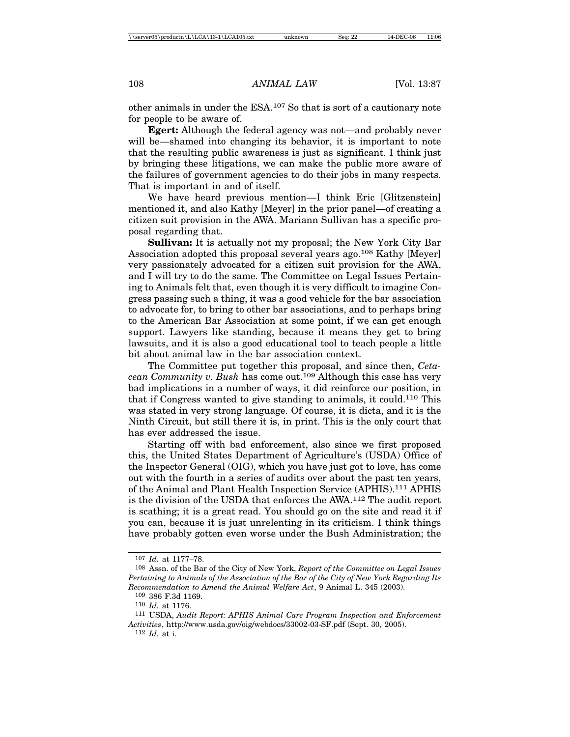other animals in under the ESA.[107] So that is sort of a cautionary note for people to be aware of.

**Egert:** Although the federal agency was not—and probably never will be—shamed into changing its behavior, it is important to note that the resulting public awareness is just as significant. I think just by bringing these litigations, we can make the public more aware of the failures of government agencies to do their jobs in many respects. That is important in and of itself.

We have heard previous mention—I think Eric [Glitzenstein] mentioned it, and also Kathy [Meyer] in the prior panel—of creating a citizen suit provision in the AWA. Mariann Sullivan has a specific proposal regarding that.

**Sullivan:** It is actually not my proposal; the New York City Bar Association adopted this proposal several years ago.[108] Kathy [Meyer] very passionately advocated for a citizen suit provision for the AWA, and I will try to do the same. The Committee on Legal Issues Pertaining to Animals felt that, even though it is very difficult to imagine Congress passing such a thing, it was a good vehicle for the bar association to advocate for, to bring to other bar associations, and to perhaps bring to the American Bar Association at some point, if we can get enough support. Lawyers like standing, because it means they get to bring lawsuits, and it is also a good educational tool to teach people a little bit about animal law in the bar association context.

The Committee put together this proposal, and since then, *Cetacean Community v. Bush* has come out.[109] Although this case has very bad implications in a number of ways, it did reinforce our position, in that if Congress wanted to give standing to animals, it could.[110] This was stated in very strong language. Of course, it is dicta, and it is the Ninth Circuit, but still there it is, in print. This is the only court that has ever addressed the issue.

Starting off with bad enforcement, also since we first proposed this, the United States Department of Agriculture's (USDA) Office of the Inspector General (OIG), which you have just got to love, has come out with the fourth in a series of audits over about the past ten years, of the Animal and Plant Health Inspection Service (APHIS).[111] APHIS is the division of the USDA that enforces the AWA.[112] The audit report is scathing; it is a great read. You should go on the site and read it if you can, because it is just unrelenting in its criticism. I think things have probably gotten even worse under the Bush Administration; the

---

[107] *Id.* at 1177–78.

[108] Assn. of the Bar of the City of New York, *Report of the Committee on Legal Issues Pertaining to Animals of the Association of the Bar of the City of New York Regarding Its Recommendation to Amend the Animal Welfare Act*, 9 Animal L. 345 (2003).

[109] 386 F.3d 1169.

[110] *Id.* at 1176.

[111] USDA, *Audit Report: APHIS Animal Care Program Inspection and Enforcement Activities*, http://www.usda.gov/oig/webdocs/33002-03-SF.pdf (Sept. 30, 2005).

[112] *Id.* at i.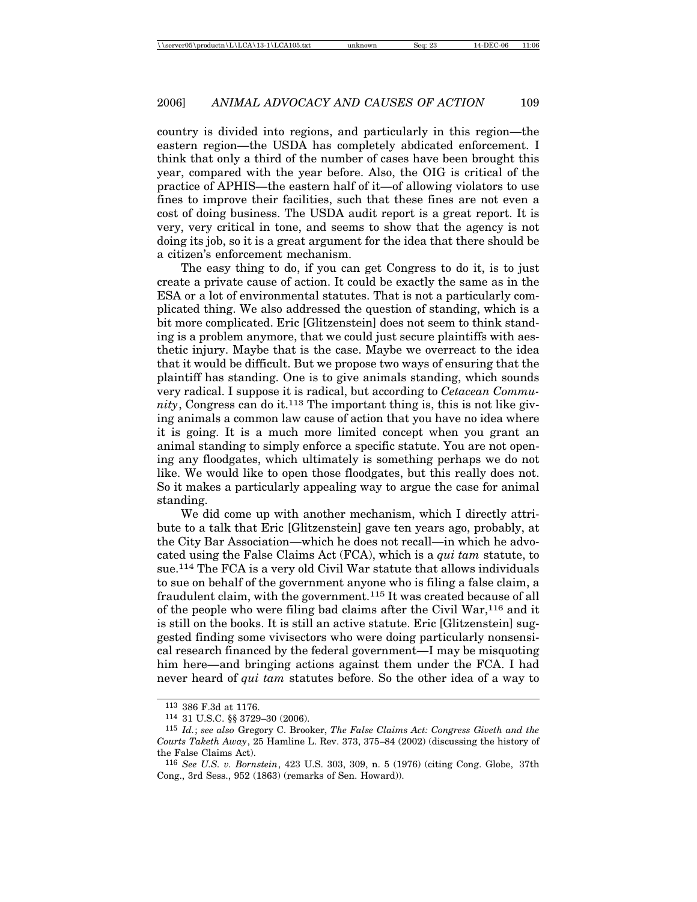country is divided into regions, and particularly in this region—the eastern region—the USDA has completely abdicated enforcement. I think that only a third of the number of cases have been brought this year, compared with the year before. Also, the OIG is critical of the practice of APHIS—the eastern half of it—of allowing violators to use fines to improve their facilities, such that these fines are not even a cost of doing business. The USDA audit report is a great report. It is very, very critical in tone, and seems to show that the agency is not doing its job, so it is a great argument for the idea that there should be a citizen's enforcement mechanism.

The easy thing to do, if you can get Congress to do it, is to just create a private cause of action. It could be exactly the same as in the ESA or a lot of environmental statutes. That is not a particularly complicated thing. We also addressed the question of standing, which is a bit more complicated. Eric [Glitzenstein] does not seem to think standing is a problem anymore, that we could just secure plaintiffs with aesthetic injury. Maybe that is the case. Maybe we overreact to the idea that it would be difficult. But we propose two ways of ensuring that the plaintiff has standing. One is to give animals standing, which sounds very radical. I suppose it is radical, but according to *Cetacean Community*, Congress can do it.[113] The important thing is, this is not like giving animals a common law cause of action that you have no idea where it is going. It is a much more limited concept when you grant an animal standing to simply enforce a specific statute. You are not opening any floodgates, which ultimately is something perhaps we do not like. We would like to open those floodgates, but this really does not. So it makes a particularly appealing way to argue the case for animal standing.

We did come up with another mechanism, which I directly attribute to a talk that Eric [Glitzenstein] gave ten years ago, probably, at the City Bar Association—which he does not recall—in which he advocated using the False Claims Act (FCA), which is a *qui tam* statute, to sue.[114] The FCA is a very old Civil War statute that allows individuals to sue on behalf of the government anyone who is filing a false claim, a fraudulent claim, with the government.[115] It was created because of all of the people who were filing bad claims after the Civil War,[116] and it is still on the books. It is still an active statute. Eric [Glitzenstein] suggested finding some vivisectors who were doing particularly nonsensical research financed by the federal government—I may be misquoting him here—and bringing actions against them under the FCA. I had never heard of *qui tam* statutes before. So the other idea of a way to

---

113 386 F.3d at 1176.

114 31 U.S.C. §§ 3729–30 (2006).

115 *Id.*; *see also* Gregory C. Brooker, *The False Claims Act: Congress Giveth and the Courts Taketh Away*, 25 Hamline L. Rev. 373, 375–84 (2002) (discussing the history of the False Claims Act).

116 *See U.S. v. Bornstein*, 423 U.S. 303, 309, n. 5 (1976) (citing Cong. Globe, 37th Cong., 3rd Sess., 952 (1863) (remarks of Sen. Howard)).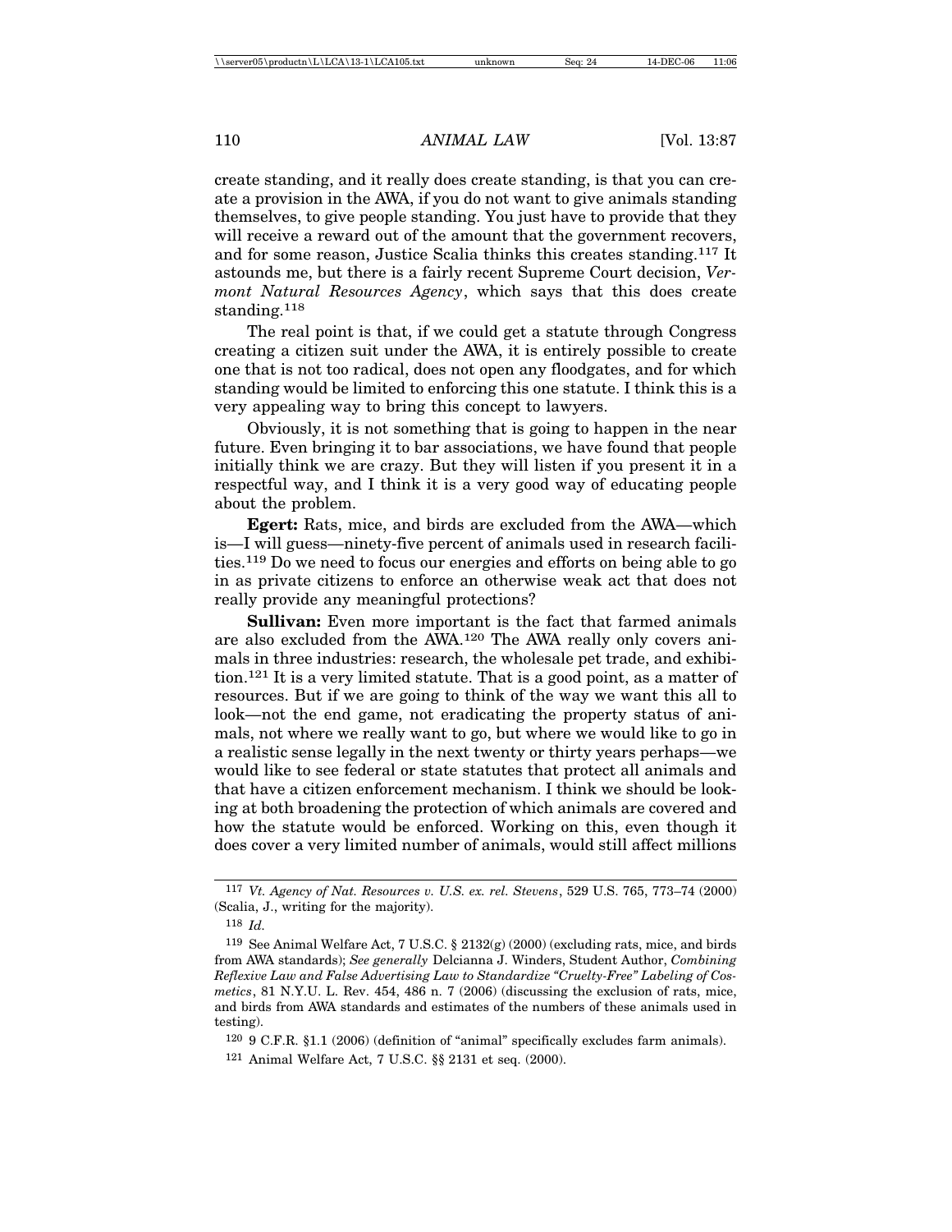create standing, and it really does create standing, is that you can create a provision in the AWA, if you do not want to give animals standing themselves, to give people standing. You just have to provide that they will receive a reward out of the amount that the government recovers, and for some reason, Justice Scalia thinks this creates standing.[117] It astounds me, but there is a fairly recent Supreme Court decision, *Vermont Natural Resources Agency*, which says that this does create standing.[118]

The real point is that, if we could get a statute through Congress creating a citizen suit under the AWA, it is entirely possible to create one that is not too radical, does not open any floodgates, and for which standing would be limited to enforcing this one statute. I think this is a very appealing way to bring this concept to lawyers.

Obviously, it is not something that is going to happen in the near future. Even bringing it to bar associations, we have found that people initially think we are crazy. But they will listen if you present it in a respectful way, and I think it is a very good way of educating people about the problem.

**Egert:** Rats, mice, and birds are excluded from the AWA—which is—I will guess—ninety-five percent of animals used in research facilities.[119] Do we need to focus our energies and efforts on being able to go in as private citizens to enforce an otherwise weak act that does not really provide any meaningful protections?

**Sullivan:** Even more important is the fact that farmed animals are also excluded from the AWA.[120] The AWA really only covers animals in three industries: research, the wholesale pet trade, and exhibition.[121] It is a very limited statute. That is a good point, as a matter of resources. But if we are going to think of the way we want this all to look—not the end game, not eradicating the property status of animals, not where we really want to go, but where we would like to go in a realistic sense legally in the next twenty or thirty years perhaps—we would like to see federal or state statutes that protect all animals and that have a citizen enforcement mechanism. I think we should be looking at both broadening the protection of which animals are covered and how the statute would be enforced. Working on this, even though it does cover a very limited number of animals, would still affect millions

---

117 *Vt. Agency of Nat. Resources v. U.S. ex. rel. Stevens*, 529 U.S. 765, 773–74 (2000) (Scalia, J., writing for the majority).

118 *Id.*

119 See Animal Welfare Act, 7 U.S.C. § 2132(g) (2000) (excluding rats, mice, and birds from AWA standards); *See generally* Delcianna J. Winders, Student Author, *Combining Reflexive Law and False Advertising Law to Standardize "Cruelty-Free" Labeling of Cosmetics*, 81 N.Y.U. L. Rev. 454, 486 n. 7 (2006) (discussing the exclusion of rats, mice, and birds from AWA standards and estimates of the numbers of these animals used in testing).

120 9 C.F.R. §1.1 (2006) (definition of "animal" specifically excludes farm animals).

121 Animal Welfare Act, 7 U.S.C. §§ 2131 et seq. (2000).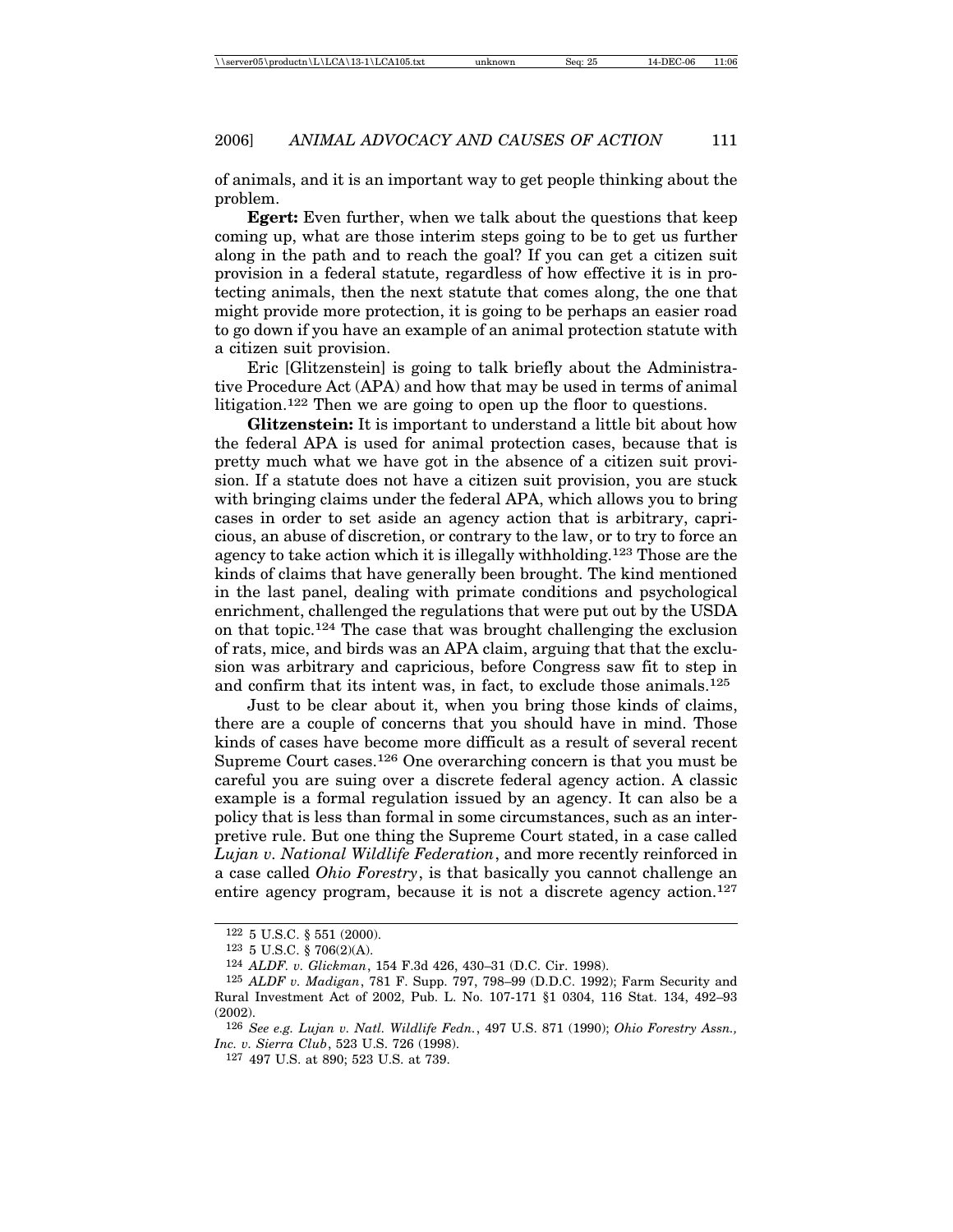of animals, and it is an important way to get people thinking about the problem.

**Egert:** Even further, when we talk about the questions that keep coming up, what are those interim steps going to be to get us further along in the path and to reach the goal? If you can get a citizen suit provision in a federal statute, regardless of how effective it is in protecting animals, then the next statute that comes along, the one that might provide more protection, it is going to be perhaps an easier road to go down if you have an example of an animal protection statute with a citizen suit provision.

Eric [Glitzenstein] is going to talk briefly about the Administrative Procedure Act (APA) and how that may be used in terms of animal litigation.[122] Then we are going to open up the floor to questions.

**Glitzenstein:** It is important to understand a little bit about how the federal APA is used for animal protection cases, because that is pretty much what we have got in the absence of a citizen suit provision. If a statute does not have a citizen suit provision, you are stuck with bringing claims under the federal APA, which allows you to bring cases in order to set aside an agency action that is arbitrary, capricious, an abuse of discretion, or contrary to the law, or to try to force an agency to take action which it is illegally withholding.[123] Those are the kinds of claims that have generally been brought. The kind mentioned in the last panel, dealing with primate conditions and psychological enrichment, challenged the regulations that were put out by the USDA on that topic.[124] The case that was brought challenging the exclusion of rats, mice, and birds was an APA claim, arguing that that the exclusion was arbitrary and capricious, before Congress saw fit to step in and confirm that its intent was, in fact, to exclude those animals.[125]

Just to be clear about it, when you bring those kinds of claims, there are a couple of concerns that you should have in mind. Those kinds of cases have become more difficult as a result of several recent Supreme Court cases.[126] One overarching concern is that you must be careful you are suing over a discrete federal agency action. A classic example is a formal regulation issued by an agency. It can also be a policy that is less than formal in some circumstances, such as an interpretive rule. But one thing the Supreme Court stated, in a case called *Lujan v. National Wildlife Federation*, and more recently reinforced in a case called *Ohio Forestry*, is that basically you cannot challenge an entire agency program, because it is not a discrete agency action.[127]

---

[122] 5 U.S.C. § 551 (2000).

[123] 5 U.S.C. § 706(2)(A).

[124] *ALDF. v. Glickman*, 154 F.3d 426, 430–31 (D.C. Cir. 1998).

[125] *ALDF v. Madigan*, 781 F. Supp. 797, 798–99 (D.D.C. 1992); Farm Security and Rural Investment Act of 2002, Pub. L. No. 107-171 §1 0304, 116 Stat. 134, 492–93 (2002).

[126] *See e.g. Lujan v. Natl. Wildlife Fedn.*, 497 U.S. 871 (1990); *Ohio Forestry Assn., Inc. v. Sierra Club*, 523 U.S. 726 (1998).

[127] 497 U.S. at 890; 523 U.S. at 739.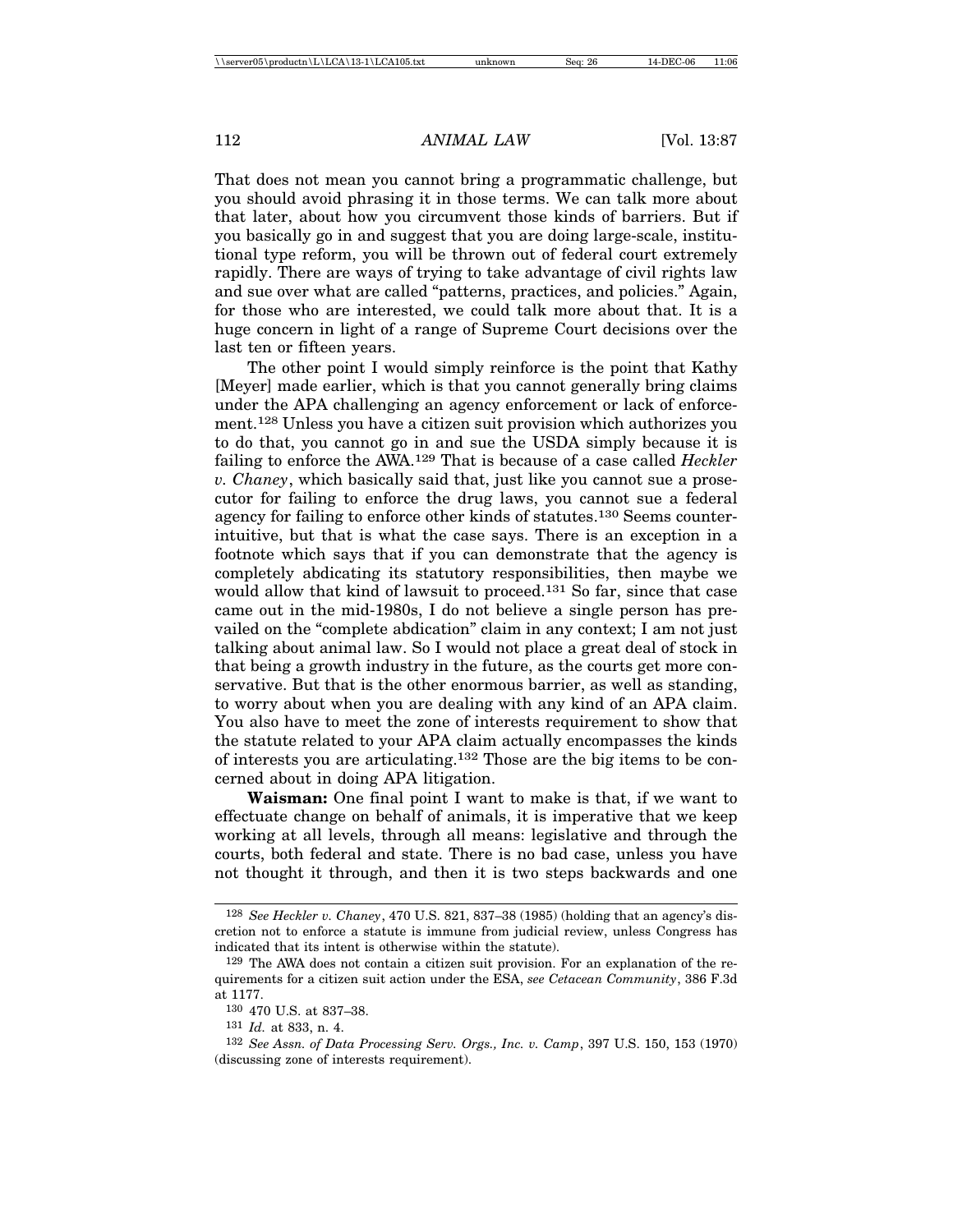That does not mean you cannot bring a programmatic challenge, but you should avoid phrasing it in those terms. We can talk more about that later, about how you circumvent those kinds of barriers. But if you basically go in and suggest that you are doing large-scale, institutional type reform, you will be thrown out of federal court extremely rapidly. There are ways of trying to take advantage of civil rights law and sue over what are called "patterns, practices, and policies." Again, for those who are interested, we could talk more about that. It is a huge concern in light of a range of Supreme Court decisions over the last ten or fifteen years.

The other point I would simply reinforce is the point that Kathy [Meyer] made earlier, which is that you cannot generally bring claims under the APA challenging an agency enforcement or lack of enforcement.[128] Unless you have a citizen suit provision which authorizes you to do that, you cannot go in and sue the USDA simply because it is failing to enforce the AWA.[129] That is because of a case called *Heckler v. Chaney*, which basically said that, just like you cannot sue a prosecutor for failing to enforce the drug laws, you cannot sue a federal agency for failing to enforce other kinds of statutes.[130] Seems counterintuitive, but that is what the case says. There is an exception in a footnote which says that if you can demonstrate that the agency is completely abdicating its statutory responsibilities, then maybe we would allow that kind of lawsuit to proceed.[131] So far, since that case came out in the mid-1980s, I do not believe a single person has prevailed on the "complete abdication" claim in any context; I am not just talking about animal law. So I would not place a great deal of stock in that being a growth industry in the future, as the courts get more conservative. But that is the other enormous barrier, as well as standing, to worry about when you are dealing with any kind of an APA claim. You also have to meet the zone of interests requirement to show that the statute related to your APA claim actually encompasses the kinds of interests you are articulating.[132] Those are the big items to be concerned about in doing APA litigation.

**Waisman:** One final point I want to make is that, if we want to effectuate change on behalf of animals, it is imperative that we keep working at all levels, through all means: legislative and through the courts, both federal and state. There is no bad case, unless you have not thought it through, and then it is two steps backwards and one

---

[128] *See Heckler v. Chaney*, 470 U.S. 821, 837–38 (1985) (holding that an agency's discretion not to enforce a statute is immune from judicial review, unless Congress has indicated that its intent is otherwise within the statute).

[129] The AWA does not contain a citizen suit provision. For an explanation of the requirements for a citizen suit action under the ESA, *see Cetacean Community*, 386 F.3d at 1177.

[130] 470 U.S. at 837–38.

[131] *Id.* at 833, n. 4.

[132] *See Assn. of Data Processing Serv. Orgs., Inc. v. Camp*, 397 U.S. 150, 153 (1970) (discussing zone of interests requirement).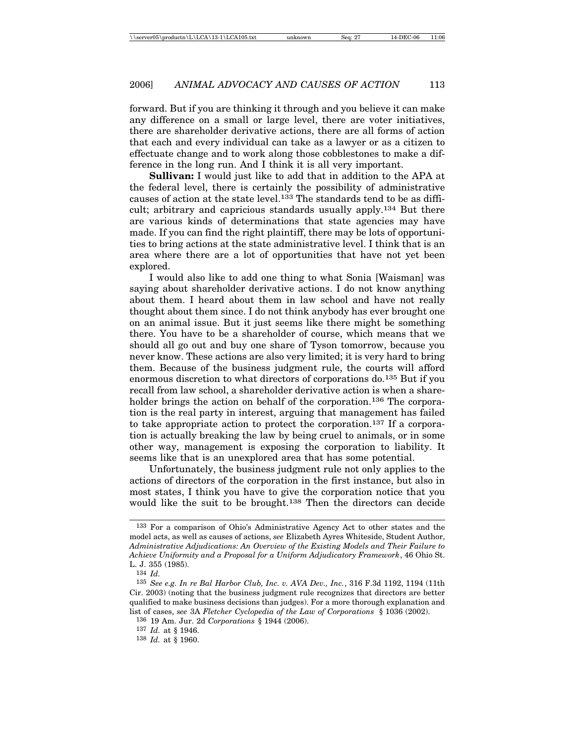forward. But if you are thinking it through and you believe it can make any difference on a small or large level, there are voter initiatives, there are shareholder derivative actions, there are all forms of action that each and every individual can take as a lawyer or as a citizen to effectuate change and to work along those cobblestones to make a difference in the long run. And I think it is all very important.

**Sullivan:** I would just like to add that in addition to the APA at the federal level, there is certainly the possibility of administrative causes of action at the state level.[133] The standards tend to be as difficult; arbitrary and capricious standards usually apply.[134] But there are various kinds of determinations that state agencies may have made. If you can find the right plaintiff, there may be lots of opportunities to bring actions at the state administrative level. I think that is an area where there are a lot of opportunities that have not yet been explored.

I would also like to add one thing to what Sonia [Waisman] was saying about shareholder derivative actions. I do not know anything about them. I heard about them in law school and have not really thought about them since. I do not think anybody has ever brought one on an animal issue. But it just seems like there might be something there. You have to be a shareholder of course, which means that we should all go out and buy one share of Tyson tomorrow, because you never know. These actions are also very limited; it is very hard to bring them. Because of the business judgment rule, the courts will afford enormous discretion to what directors of corporations do.[135] But if you recall from law school, a shareholder derivative action is when a shareholder brings the action on behalf of the corporation.[136] The corporation is the real party in interest, arguing that management has failed to take appropriate action to protect the corporation.[137] If a corporation is actually breaking the law by being cruel to animals, or in some other way, management is exposing the corporation to liability. It seems like that is an unexplored area that has some potential.

Unfortunately, the business judgment rule not only applies to the actions of directors of the corporation in the first instance, but also in most states, I think you have to give the corporation notice that you would like the suit to be brought.[138] Then the directors can decide

---

133 For a comparison of Ohio's Administrative Agency Act to other states and the model acts, as well as causes of actions, *see* Elizabeth Ayres Whiteside, Student Author, *Administrative Adjudications: An Overview of the Existing Models and Their Failure to Achieve Uniformity and a Proposal for a Uniform Adjudicatory Framework*, 46 Ohio St. L. J. 355 (1985).

134 *Id.*

135 *See e.g. In re Bal Harbor Club, Inc. v. AVA Dev., Inc.*, 316 F.3d 1192, 1194 (11th Cir. 2003) (noting that the business judgment rule recognizes that directors are better qualified to make business decisions than judges). For a more thorough explanation and list of cases, *see* 3A *Fletcher Cyclopedia of the Law of Corporations* § 1036 (2002).

136 19 Am. Jur. 2d *Corporations* § 1944 (2006).

137 *Id.* at § 1946.

138 *Id.* at § 1960.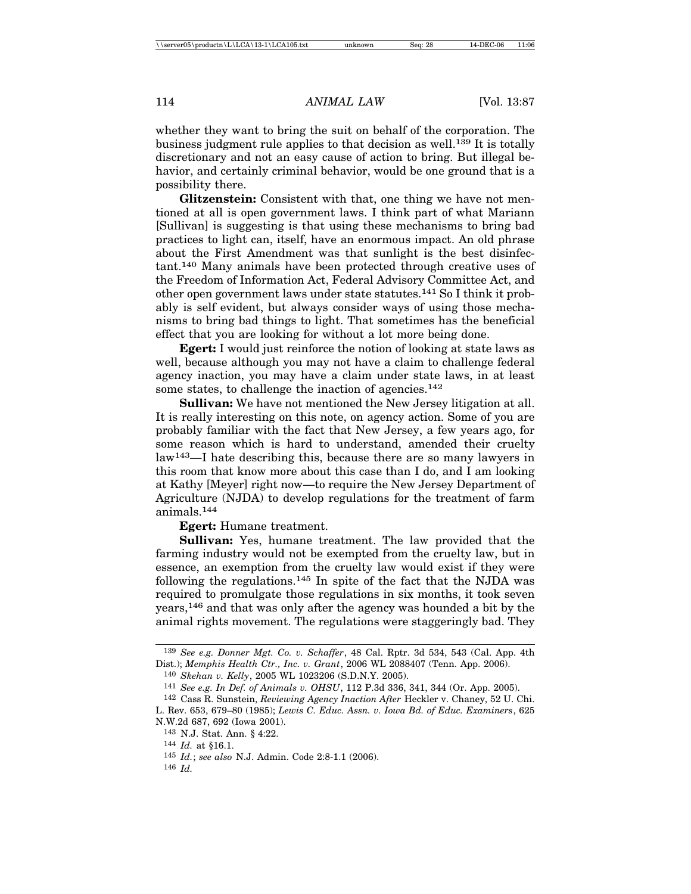whether they want to bring the suit on behalf of the corporation. The business judgment rule applies to that decision as well.[139] It is totally discretionary and not an easy cause of action to bring. But illegal behavior, and certainly criminal behavior, would be one ground that is a possibility there.

**Glitzenstein:** Consistent with that, one thing we have not mentioned at all is open government laws. I think part of what Mariann [Sullivan] is suggesting is that using these mechanisms to bring bad practices to light can, itself, have an enormous impact. An old phrase about the First Amendment was that sunlight is the best disinfectant.[140] Many animals have been protected through creative uses of the Freedom of Information Act, Federal Advisory Committee Act, and other open government laws under state statutes.[141] So I think it probably is self evident, but always consider ways of using those mechanisms to bring bad things to light. That sometimes has the beneficial effect that you are looking for without a lot more being done.

**Egert:** I would just reinforce the notion of looking at state laws as well, because although you may not have a claim to challenge federal agency inaction, you may have a claim under state laws, in at least some states, to challenge the inaction of agencies.[142]

**Sullivan:** We have not mentioned the New Jersey litigation at all. It is really interesting on this note, on agency action. Some of you are probably familiar with the fact that New Jersey, a few years ago, for some reason which is hard to understand, amended their cruelty law[143]—I hate describing this, because there are so many lawyers in this room that know more about this case than I do, and I am looking at Kathy [Meyer] right now—to require the New Jersey Department of Agriculture (NJDA) to develop regulations for the treatment of farm animals.[144]

**Egert:** Humane treatment.

**Sullivan:** Yes, humane treatment. The law provided that the farming industry would not be exempted from the cruelty law, but in essence, an exemption from the cruelty law would exist if they were following the regulations.[145] In spite of the fact that the NJDA was required to promulgate those regulations in six months, it took seven years,[146] and that was only after the agency was hounded a bit by the animal rights movement. The regulations were staggeringly bad. They

---

[139] *See e.g. Donner Mgt. Co. v. Schaffer*, 48 Cal. Rptr. 3d 534, 543 (Cal. App. 4th Dist.); *Memphis Health Ctr., Inc. v. Grant*, 2006 WL 2088407 (Tenn. App. 2006).

[140] *Skehan v. Kelly*, 2005 WL 1023206 (S.D.N.Y. 2005).

[141] *See e.g. In Def. of Animals v. OHSU*, 112 P.3d 336, 341, 344 (Or. App. 2005).

[142] Cass R. Sunstein, *Reviewing Agency Inaction After* Heckler v. Chaney, 52 U. Chi. L. Rev. 653, 679–80 (1985); *Lewis C. Educ. Assn. v. Iowa Bd. of Educ. Examiners*, 625 N.W.2d 687, 692 (Iowa 2001).

[143] N.J. Stat. Ann. § 4:22.

[144] *Id.* at §16.1.

[145] *Id.*; *see also* N.J. Admin. Code 2:8-1.1 (2006).

[146] *Id.*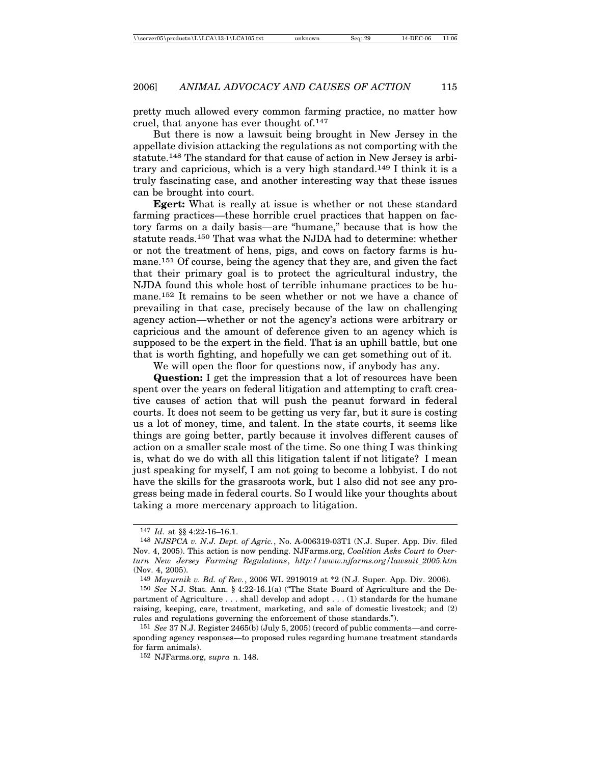pretty much allowed every common farming practice, no matter how cruel, that anyone has ever thought of.[147]

But there is now a lawsuit being brought in New Jersey in the appellate division attacking the regulations as not comporting with the statute.[148] The standard for that cause of action in New Jersey is arbitrary and capricious, which is a very high standard.[149] I think it is a truly fascinating case, and another interesting way that these issues can be brought into court.

**Egert:** What is really at issue is whether or not these standard farming practices—these horrible cruel practices that happen on factory farms on a daily basis—are "humane," because that is how the statute reads.[150] That was what the NJDA had to determine: whether or not the treatment of hens, pigs, and cows on factory farms is humane.[151] Of course, being the agency that they are, and given the fact that their primary goal is to protect the agricultural industry, the NJDA found this whole host of terrible inhumane practices to be humane.[152] It remains to be seen whether or not we have a chance of prevailing in that case, precisely because of the law on challenging agency action—whether or not the agency's actions were arbitrary or capricious and the amount of deference given to an agency which is supposed to be the expert in the field. That is an uphill battle, but one that is worth fighting, and hopefully we can get something out of it.

We will open the floor for questions now, if anybody has any.

**Question:** I get the impression that a lot of resources have been spent over the years on federal litigation and attempting to craft creative causes of action that will push the peanut forward in federal courts. It does not seem to be getting us very far, but it sure is costing us a lot of money, time, and talent. In the state courts, it seems like things are going better, partly because it involves different causes of action on a smaller scale most of the time. So one thing I was thinking is, what do we do with all this litigation talent if not litigate? I mean just speaking for myself, I am not going to become a lobbyist. I do not have the skills for the grassroots work, but I also did not see any progress being made in federal courts. So I would like your thoughts about taking a more mercenary approach to litigation.

---

[147] *Id.* at §§ 4:22-16–16.1.

[148] *NJSPCA v. N.J. Dept. of Agric.*, No. A-006319-03T1 (N.J. Super. App. Div. filed Nov. 4, 2005). This action is now pending. NJFarms.org, *Coalition Asks Court to Overturn New Jersey Farming Regulations*, *http://www.njfarms.org/lawsuit_2005.htm* (Nov. 4, 2005).

[149] *Mayurnik v. Bd. of Rev.*, 2006 WL 2919019 at *2 (N.J. Super. App. Div. 2006).

[150] *See* N.J. Stat. Ann. § 4:22-16.1(a) ("The State Board of Agriculture and the Department of Agriculture . . . shall develop and adopt . . . (1) standards for the humane raising, keeping, care, treatment, marketing, and sale of domestic livestock; and (2) rules and regulations governing the enforcement of those standards.").

[151] *See* 37 N.J. Register 2465(b) (July 5, 2005) (record of public comments—and corresponding agency responses—to proposed rules regarding humane treatment standards for farm animals).

[152] NJFarms.org, *supra* n. 148.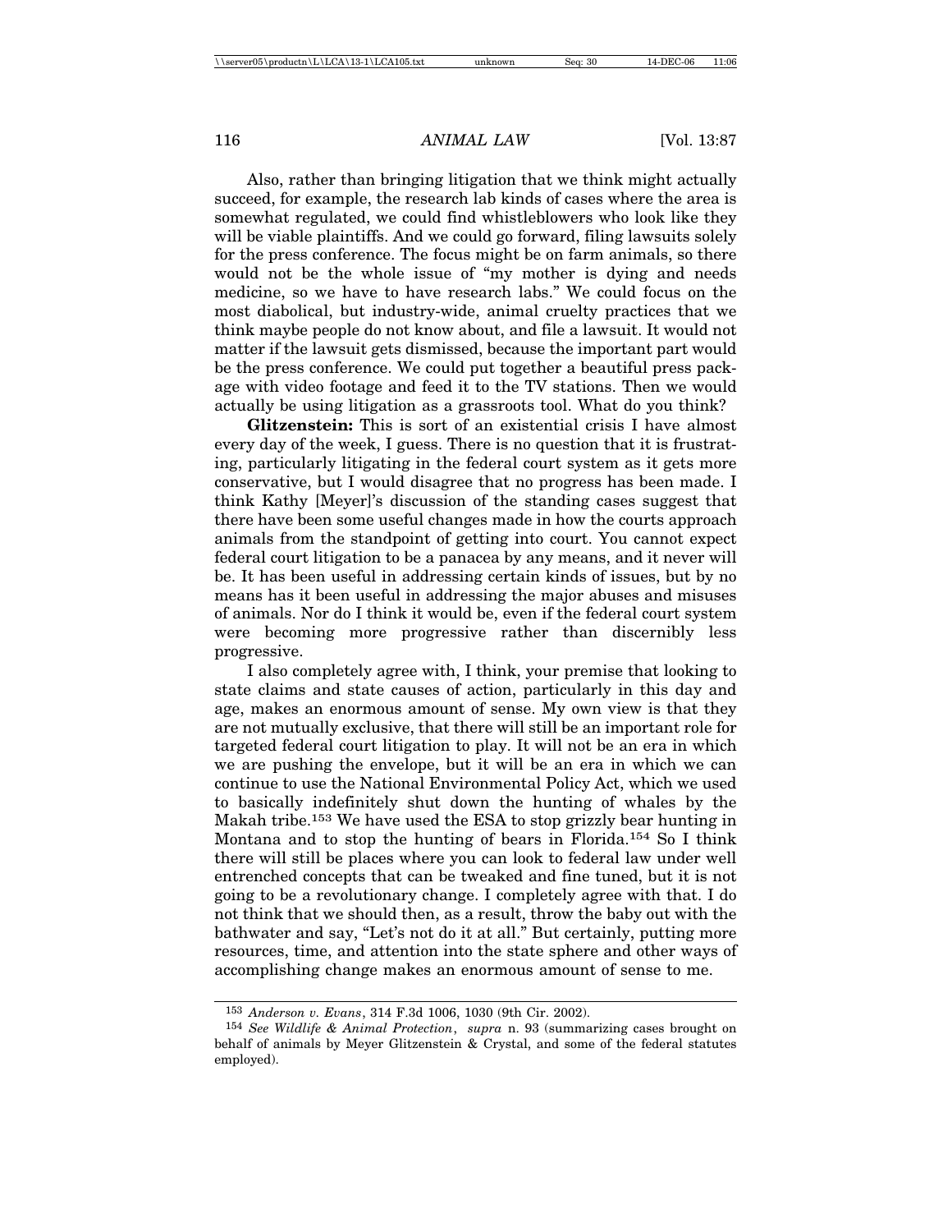Also, rather than bringing litigation that we think might actually succeed, for example, the research lab kinds of cases where the area is somewhat regulated, we could find whistleblowers who look like they will be viable plaintiffs. And we could go forward, filing lawsuits solely for the press conference. The focus might be on farm animals, so there would not be the whole issue of "my mother is dying and needs medicine, so we have to have research labs." We could focus on the most diabolical, but industry-wide, animal cruelty practices that we think maybe people do not know about, and file a lawsuit. It would not matter if the lawsuit gets dismissed, because the important part would be the press conference. We could put together a beautiful press package with video footage and feed it to the TV stations. Then we would actually be using litigation as a grassroots tool. What do you think?

**Glitzenstein:** This is sort of an existential crisis I have almost every day of the week, I guess. There is no question that it is frustrating, particularly litigating in the federal court system as it gets more conservative, but I would disagree that no progress has been made. I think Kathy [Meyer]'s discussion of the standing cases suggest that there have been some useful changes made in how the courts approach animals from the standpoint of getting into court. You cannot expect federal court litigation to be a panacea by any means, and it never will be. It has been useful in addressing certain kinds of issues, but by no means has it been useful in addressing the major abuses and misuses of animals. Nor do I think it would be, even if the federal court system were becoming more progressive rather than discernibly less progressive.

I also completely agree with, I think, your premise that looking to state claims and state causes of action, particularly in this day and age, makes an enormous amount of sense. My own view is that they are not mutually exclusive, that there will still be an important role for targeted federal court litigation to play. It will not be an era in which we are pushing the envelope, but it will be an era in which we can continue to use the National Environmental Policy Act, which we used to basically indefinitely shut down the hunting of whales by the Makah tribe.[153] We have used the ESA to stop grizzly bear hunting in Montana and to stop the hunting of bears in Florida.[154] So I think there will still be places where you can look to federal law under well entrenched concepts that can be tweaked and fine tuned, but it is not going to be a revolutionary change. I completely agree with that. I do not think that we should then, as a result, throw the baby out with the bathwater and say, "Let's not do it at all." But certainly, putting more resources, time, and attention into the state sphere and other ways of accomplishing change makes an enormous amount of sense to me.

---

[153] *Anderson v. Evans*, 314 F.3d 1006, 1030 (9th Cir. 2002).

[154] *See Wildlife & Animal Protection*, *supra* n. 93 (summarizing cases brought on behalf of animals by Meyer Glitzenstein & Crystal, and some of the federal statutes employed).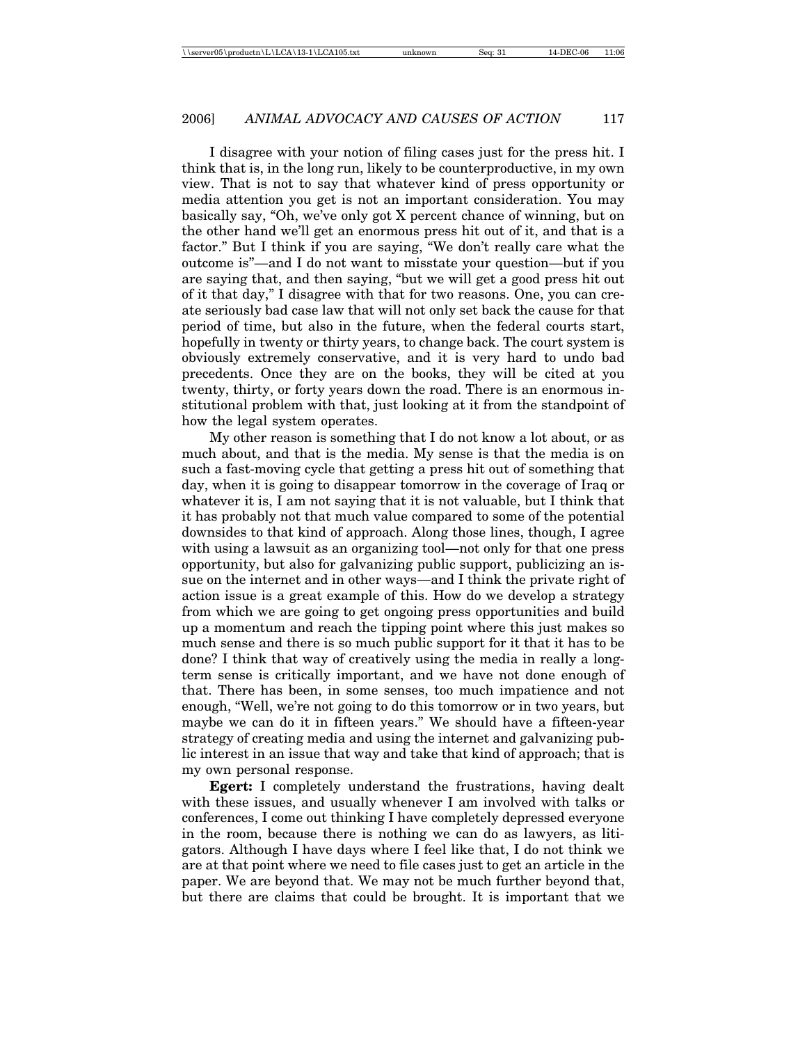I disagree with your notion of filing cases just for the press hit. I think that is, in the long run, likely to be counterproductive, in my own view. That is not to say that whatever kind of press opportunity or media attention you get is not an important consideration. You may basically say, "Oh, we've only got X percent chance of winning, but on the other hand we'll get an enormous press hit out of it, and that is a factor." But I think if you are saying, "We don't really care what the outcome is"—and I do not want to misstate your question—but if you are saying that, and then saying, "but we will get a good press hit out of it that day," I disagree with that for two reasons. One, you can create seriously bad case law that will not only set back the cause for that period of time, but also in the future, when the federal courts start, hopefully in twenty or thirty years, to change back. The court system is obviously extremely conservative, and it is very hard to undo bad precedents. Once they are on the books, they will be cited at you twenty, thirty, or forty years down the road. There is an enormous institutional problem with that, just looking at it from the standpoint of how the legal system operates.

My other reason is something that I do not know a lot about, or as much about, and that is the media. My sense is that the media is on such a fast-moving cycle that getting a press hit out of something that day, when it is going to disappear tomorrow in the coverage of Iraq or whatever it is, I am not saying that it is not valuable, but I think that it has probably not that much value compared to some of the potential downsides to that kind of approach. Along those lines, though, I agree with using a lawsuit as an organizing tool—not only for that one press opportunity, but also for galvanizing public support, publicizing an issue on the internet and in other ways—and I think the private right of action issue is a great example of this. How do we develop a strategy from which we are going to get ongoing press opportunities and build up a momentum and reach the tipping point where this just makes so much sense and there is so much public support for it that it has to be done? I think that way of creatively using the media in really a long-term sense is critically important, and we have not done enough of that. There has been, in some senses, too much impatience and not enough, "Well, we're not going to do this tomorrow or in two years, but maybe we can do it in fifteen years." We should have a fifteen-year strategy of creating media and using the internet and galvanizing public interest in an issue that way and take that kind of approach; that is my own personal response.

**Egert:** I completely understand the frustrations, having dealt with these issues, and usually whenever I am involved with talks or conferences, I come out thinking I have completely depressed everyone in the room, because there is nothing we can do as lawyers, as litigators. Although I have days where I feel like that, I do not think we are at that point where we need to file cases just to get an article in the paper. We are beyond that. We may not be much further beyond that, but there are claims that could be brought. It is important that we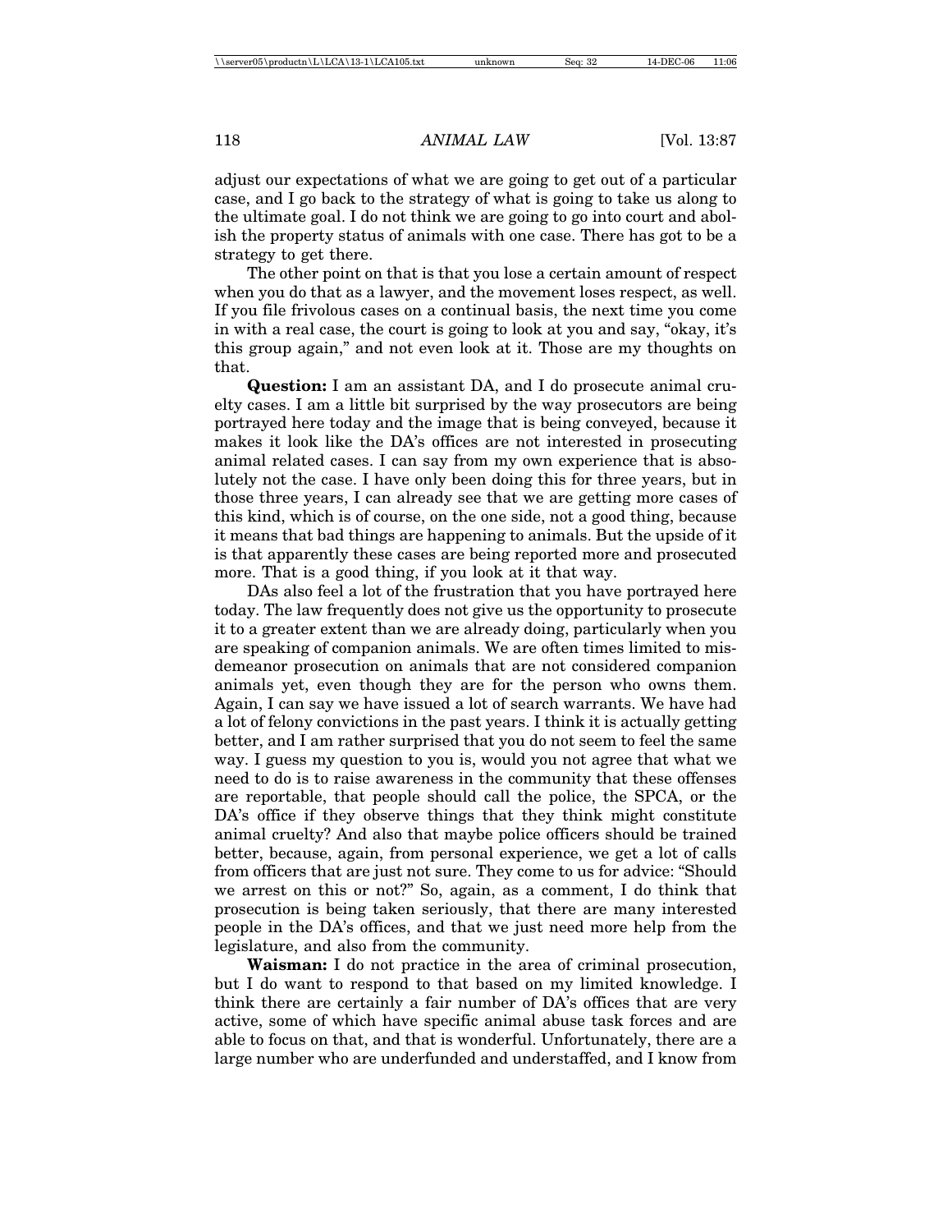adjust our expectations of what we are going to get out of a particular case, and I go back to the strategy of what is going to take us along to the ultimate goal. I do not think we are going to go into court and abolish the property status of animals with one case. There has got to be a strategy to get there.

The other point on that is that you lose a certain amount of respect when you do that as a lawyer, and the movement loses respect, as well. If you file frivolous cases on a continual basis, the next time you come in with a real case, the court is going to look at you and say, "okay, it's this group again," and not even look at it. Those are my thoughts on that.

**Question:** I am an assistant DA, and I do prosecute animal cruelty cases. I am a little bit surprised by the way prosecutors are being portrayed here today and the image that is being conveyed, because it makes it look like the DA's offices are not interested in prosecuting animal related cases. I can say from my own experience that is absolutely not the case. I have only been doing this for three years, but in those three years, I can already see that we are getting more cases of this kind, which is of course, on the one side, not a good thing, because it means that bad things are happening to animals. But the upside of it is that apparently these cases are being reported more and prosecuted more. That is a good thing, if you look at it that way.

DAs also feel a lot of the frustration that you have portrayed here today. The law frequently does not give us the opportunity to prosecute it to a greater extent than we are already doing, particularly when you are speaking of companion animals. We are often times limited to misdemeanor prosecution on animals that are not considered companion animals yet, even though they are for the person who owns them. Again, I can say we have issued a lot of search warrants. We have had a lot of felony convictions in the past years. I think it is actually getting better, and I am rather surprised that you do not seem to feel the same way. I guess my question to you is, would you not agree that what we need to do is to raise awareness in the community that these offenses are reportable, that people should call the police, the SPCA, or the DA's office if they observe things that they think might constitute animal cruelty? And also that maybe police officers should be trained better, because, again, from personal experience, we get a lot of calls from officers that are just not sure. They come to us for advice: "Should we arrest on this or not?" So, again, as a comment, I do think that prosecution is being taken seriously, that there are many interested people in the DA's offices, and that we just need more help from the legislature, and also from the community.

**Waisman:** I do not practice in the area of criminal prosecution, but I do want to respond to that based on my limited knowledge. I think there are certainly a fair number of DA's offices that are very active, some of which have specific animal abuse task forces and are able to focus on that, and that is wonderful. Unfortunately, there are a large number who are underfunded and understaffed, and I know from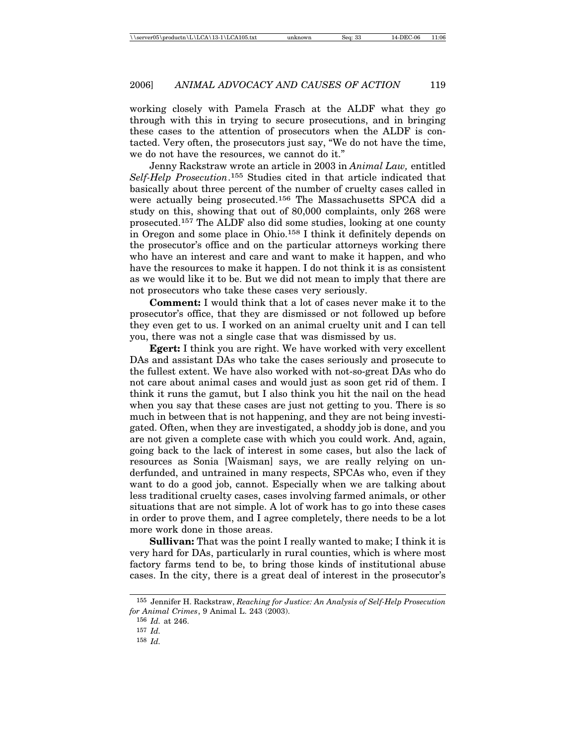working closely with Pamela Frasch at the ALDF what they go through with this in trying to secure prosecutions, and in bringing these cases to the attention of prosecutors when the ALDF is contacted. Very often, the prosecutors just say, "We do not have the time, we do not have the resources, we cannot do it."

Jenny Rackstraw wrote an article in 2003 in *Animal Law,* entitled *Self-Help Prosecution*.[155] Studies cited in that article indicated that basically about three percent of the number of cruelty cases called in were actually being prosecuted.[156] The Massachusetts SPCA did a study on this, showing that out of 80,000 complaints, only 268 were prosecuted.[157] The ALDF also did some studies, looking at one county in Oregon and some place in Ohio.[158] I think it definitely depends on the prosecutor's office and on the particular attorneys working there who have an interest and care and want to make it happen, and who have the resources to make it happen. I do not think it is as consistent as we would like it to be. But we did not mean to imply that there are not prosecutors who take these cases very seriously.

**Comment:** I would think that a lot of cases never make it to the prosecutor's office, that they are dismissed or not followed up before they even get to us. I worked on an animal cruelty unit and I can tell you, there was not a single case that was dismissed by us.

**Egert:** I think you are right. We have worked with very excellent DAs and assistant DAs who take the cases seriously and prosecute to the fullest extent. We have also worked with not-so-great DAs who do not care about animal cases and would just as soon get rid of them. I think it runs the gamut, but I also think you hit the nail on the head when you say that these cases are just not getting to you. There is so much in between that is not happening, and they are not being investigated. Often, when they are investigated, a shoddy job is done, and you are not given a complete case with which you could work. And, again, going back to the lack of interest in some cases, but also the lack of resources as Sonia [Waisman] says, we are really relying on underfunded, and untrained in many respects, SPCAs who, even if they want to do a good job, cannot. Especially when we are talking about less traditional cruelty cases, cases involving farmed animals, or other situations that are not simple. A lot of work has to go into these cases in order to prove them, and I agree completely, there needs to be a lot more work done in those areas.

**Sullivan:** That was the point I really wanted to make; I think it is very hard for DAs, particularly in rural counties, which is where most factory farms tend to be, to bring those kinds of institutional abuse cases. In the city, there is a great deal of interest in the prosecutor's

---

[155] Jennifer H. Rackstraw, *Reaching for Justice: An Analysis of Self-Help Prosecution for Animal Crimes*, 9 Animal L. 243 (2003).

[156] *Id.* at 246.

[157] *Id.*

[158] *Id.*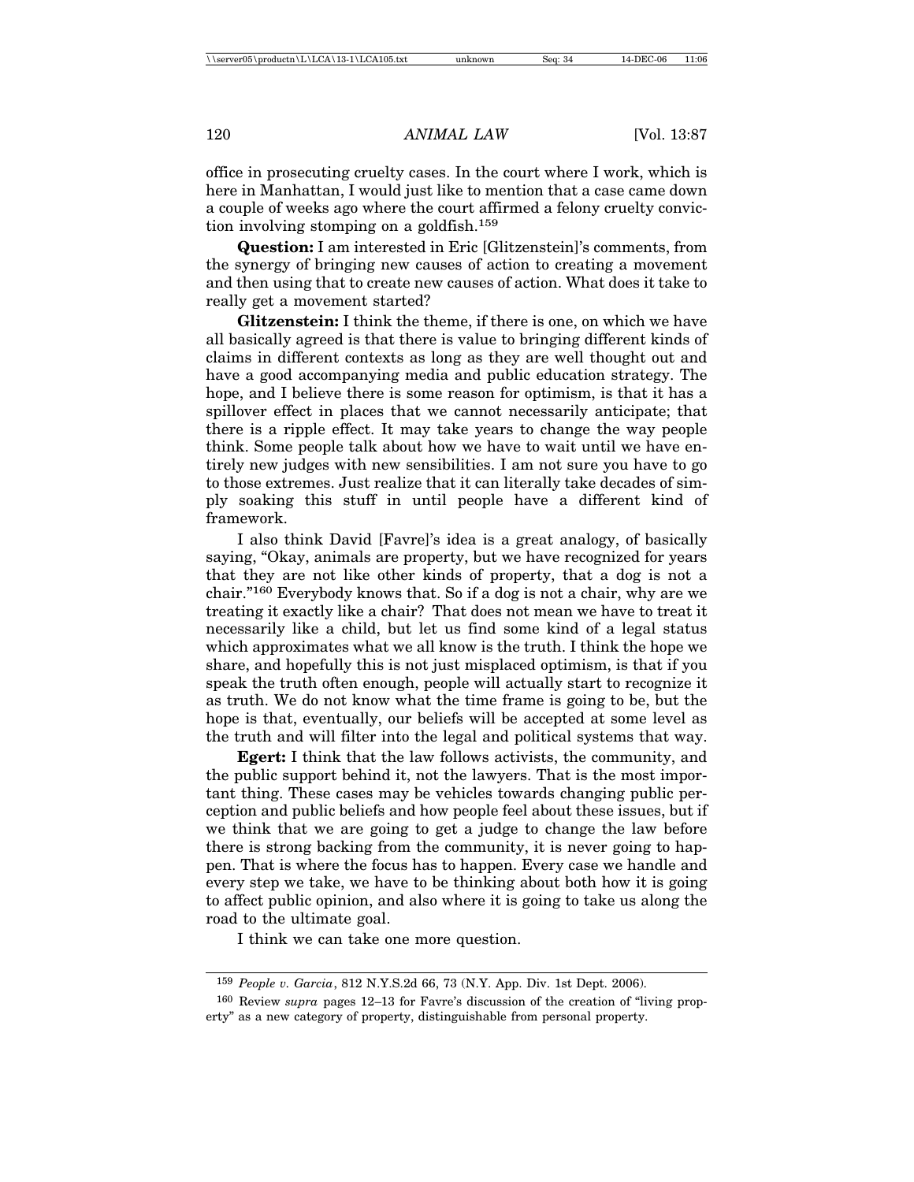office in prosecuting cruelty cases. In the court where I work, which is here in Manhattan, I would just like to mention that a case came down a couple of weeks ago where the court affirmed a felony cruelty conviction involving stomping on a goldfish.[159]

**Question:** I am interested in Eric [Glitzenstein]'s comments, from the synergy of bringing new causes of action to creating a movement and then using that to create new causes of action. What does it take to really get a movement started?

**Glitzenstein:** I think the theme, if there is one, on which we have all basically agreed is that there is value to bringing different kinds of claims in different contexts as long as they are well thought out and have a good accompanying media and public education strategy. The hope, and I believe there is some reason for optimism, is that it has a spillover effect in places that we cannot necessarily anticipate; that there is a ripple effect. It may take years to change the way people think. Some people talk about how we have to wait until we have entirely new judges with new sensibilities. I am not sure you have to go to those extremes. Just realize that it can literally take decades of simply soaking this stuff in until people have a different kind of framework.

I also think David [Favre]'s idea is a great analogy, of basically saying, "Okay, animals are property, but we have recognized for years that they are not like other kinds of property, that a dog is not a chair."[160] Everybody knows that. So if a dog is not a chair, why are we treating it exactly like a chair? That does not mean we have to treat it necessarily like a child, but let us find some kind of a legal status which approximates what we all know is the truth. I think the hope we share, and hopefully this is not just misplaced optimism, is that if you speak the truth often enough, people will actually start to recognize it as truth. We do not know what the time frame is going to be, but the hope is that, eventually, our beliefs will be accepted at some level as the truth and will filter into the legal and political systems that way.

**Egert:** I think that the law follows activists, the community, and the public support behind it, not the lawyers. That is the most important thing. These cases may be vehicles towards changing public perception and public beliefs and how people feel about these issues, but if we think that we are going to get a judge to change the law before there is strong backing from the community, it is never going to happen. That is where the focus has to happen. Every case we handle and every step we take, we have to be thinking about both how it is going to affect public opinion, and also where it is going to take us along the road to the ultimate goal.

I think we can take one more question.

---

[159] *People v. Garcia*, 812 N.Y.S.2d 66, 73 (N.Y. App. Div. 1st Dept. 2006).

[160] Review *supra* pages 12–13 for Favre's discussion of the creation of "living property" as a new category of property, distinguishable from personal property.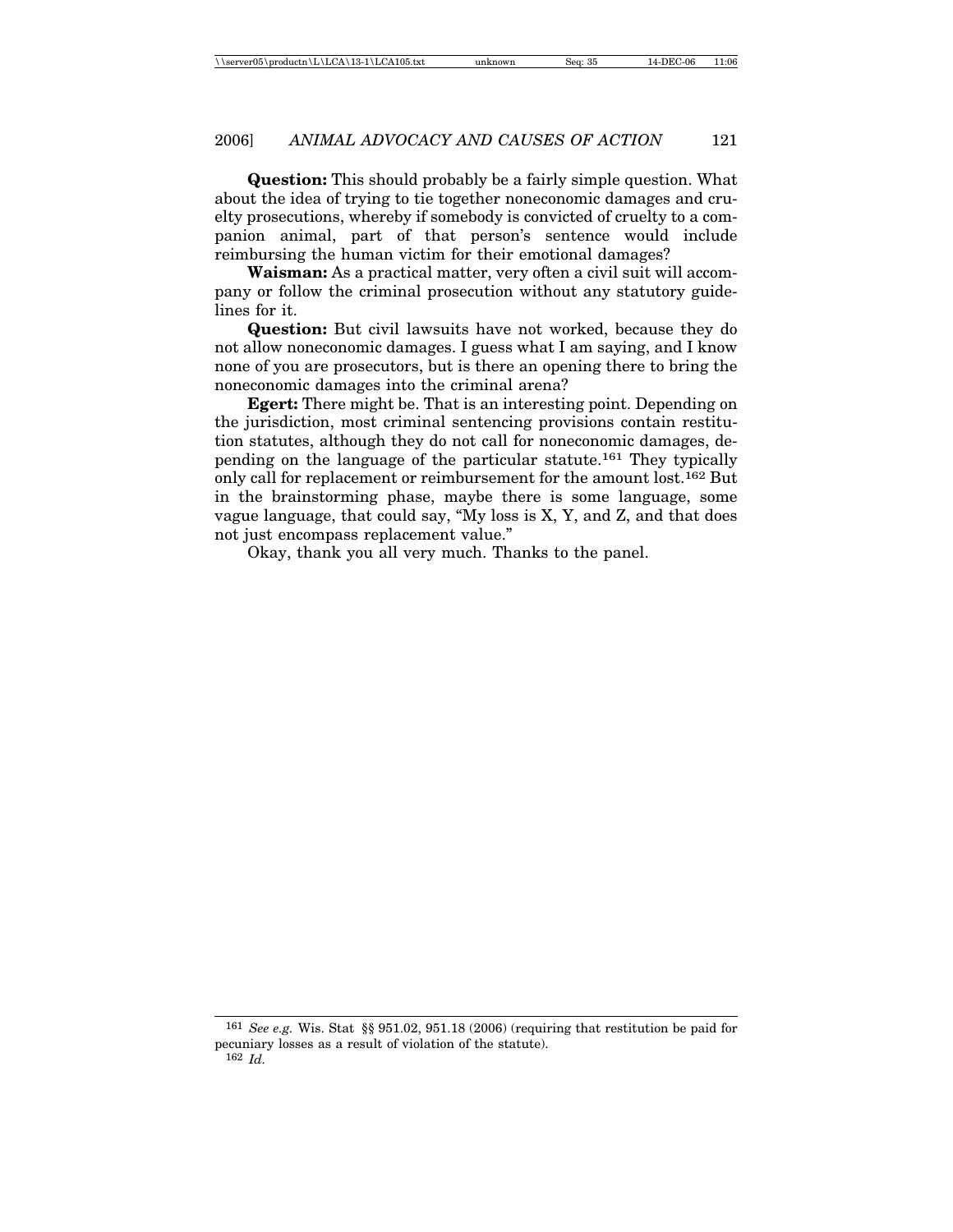**Question:** This should probably be a fairly simple question. What about the idea of trying to tie together noneconomic damages and cruelty prosecutions, whereby if somebody is convicted of cruelty to a companion animal, part of that person's sentence would include reimbursing the human victim for their emotional damages?

**Waisman:** As a practical matter, very often a civil suit will accompany or follow the criminal prosecution without any statutory guidelines for it.

**Question:** But civil lawsuits have not worked, because they do not allow noneconomic damages. I guess what I am saying, and I know none of you are prosecutors, but is there an opening there to bring the noneconomic damages into the criminal arena?

**Egert:** There might be. That is an interesting point. Depending on the jurisdiction, most criminal sentencing provisions contain restitution statutes, although they do not call for noneconomic damages, depending on the language of the particular statute.[161] They typically only call for replacement or reimbursement for the amount lost.[162] But in the brainstorming phase, maybe there is some language, some vague language, that could say, "My loss is X, Y, and Z, and that does not just encompass replacement value."

Okay, thank you all very much. Thanks to the panel.

---

[161] *See e.g.* Wis. Stat §§ 951.02, 951.18 (2006) (requiring that restitution be paid for pecuniary losses as a result of violation of the statute).

[162] *Id.*